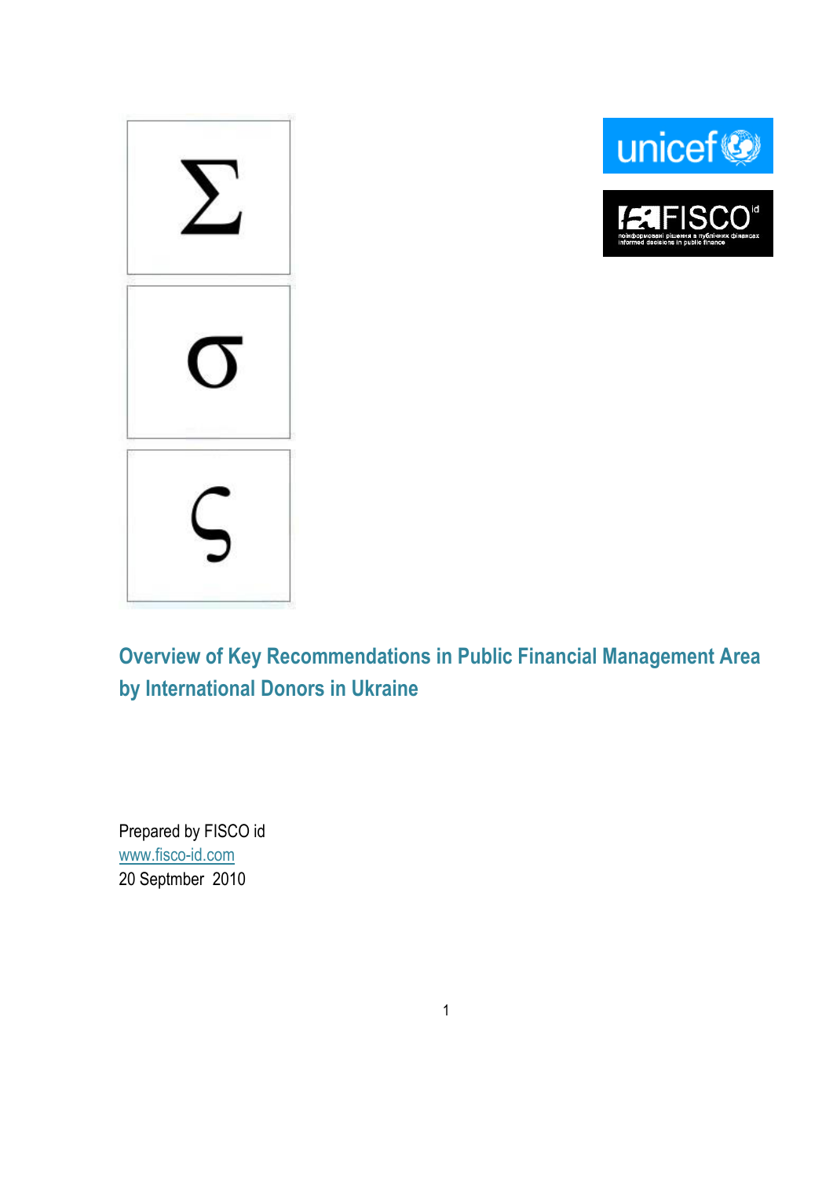# Overview of Key Recommendations in Public Financial Management Area by International Donors in Ukraine

Prepared by FISCO id

www.fisco-id.com

20 Septmber 2010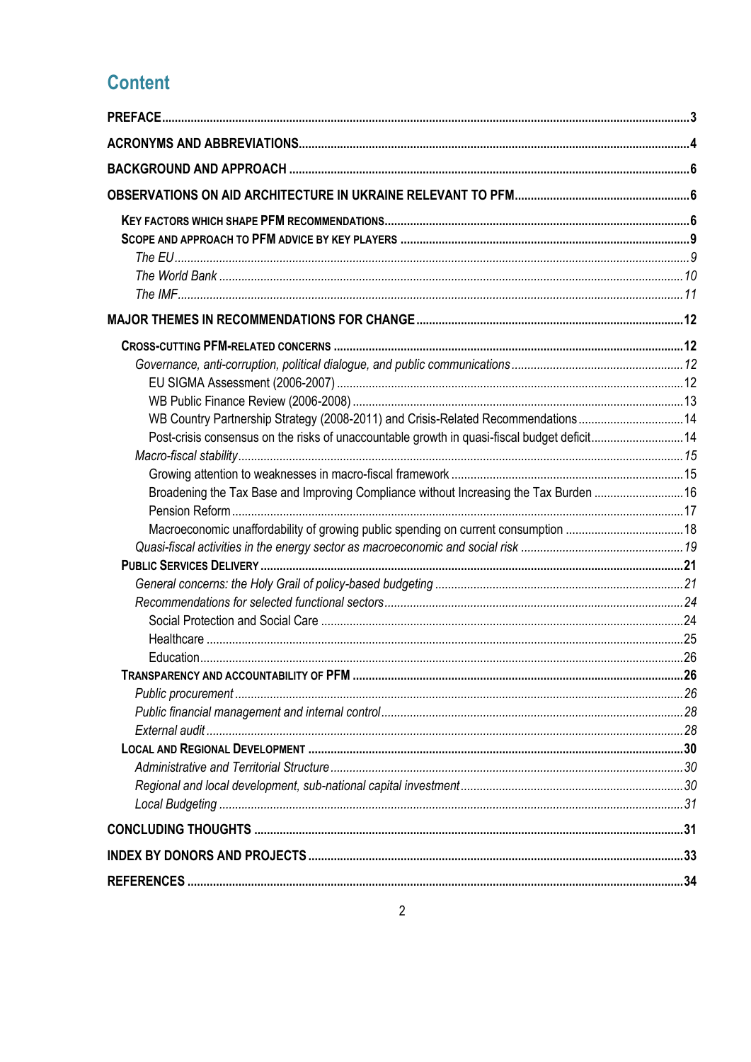# Content

**PREFACE** ...................................................................... 3

**ACRONYMS AND ABBREVIATIONS** ...................................................................... 4

**BACKGROUND AND APPROACH** ...................................................................... 6

**OBSERVATIONS ON AID ARCHITECTURE IN UKRAINE RELEVANT TO PFM** ...................................................................... 6

- **KEY FACTORS WHICH SHAPE PFM RECOMMENDATIONS** ...................................................................... 6
- **SCOPE AND APPROACH TO PFM ADVICE BY KEY PLAYERS** ...................................................................... 9
  - *The EU* ...................................................................... *9*
  - *The World Bank* ...................................................................... *10*
  - *The IMF* ...................................................................... *11*

**MAJOR THEMES IN RECOMMENDATIONS FOR CHANGE** ...................................................................... 12

- **CROSS-CUTTING PFM-RELATED CONCERNS** ...................................................................... 12
  - *Governance, anti-corruption, political dialogue, and public communications* ...................................................................... *12*
    - EU SIGMA Assessment (2006-2007) ...................................................................... 12
    - WB Public Finance Review (2006-2008) ...................................................................... 13
    - WB Country Partnership Strategy (2008-2011) and Crisis-Related Recommendations ...................................................................... 14
    - Post-crisis consensus on the risks of unaccountable growth in quasi-fiscal budget deficit ...................................................................... 14
  - *Macro-fiscal stability* ...................................................................... *15*
    - Growing attention to weaknesses in macro-fiscal framework ...................................................................... 15
    - Broadening the Tax Base and Improving Compliance without Increasing the Tax Burden ...................................................................... 16
    - Pension Reform ...................................................................... 17
    - Macroeconomic unaffordability of growing public spending on current consumption ...................................................................... 18
  - *Quasi-fiscal activities in the energy sector as macroeconomic and social risk* ...................................................................... *19*
- **PUBLIC SERVICES DELIVERY** ...................................................................... 21
  - *General concerns: the Holy Grail of policy-based budgeting* ...................................................................... *21*
  - *Recommendations for selected functional sectors* ...................................................................... *24*
    - Social Protection and Social Care ...................................................................... 24
    - Healthcare ...................................................................... 25
    - Education ...................................................................... 26
- **TRANSPARENCY AND ACCOUNTABILITY OF PFM** ...................................................................... 26
  - *Public procurement* ...................................................................... *26*
  - *Public financial management and internal control* ...................................................................... *28*
  - *External audit* ...................................................................... *28*
- **LOCAL AND REGIONAL DEVELOPMENT** ...................................................................... 30
  - *Administrative and Territorial Structure* ...................................................................... *30*
  - *Regional and local development, sub-national capital investment* ...................................................................... *30*
  - *Local Budgeting* ...................................................................... *31*

**CONCLUDING THOUGHTS** ...................................................................... 31

**INDEX BY DONORS AND PROJECTS** ...................................................................... 33

**REFERENCES** ...................................................................... 34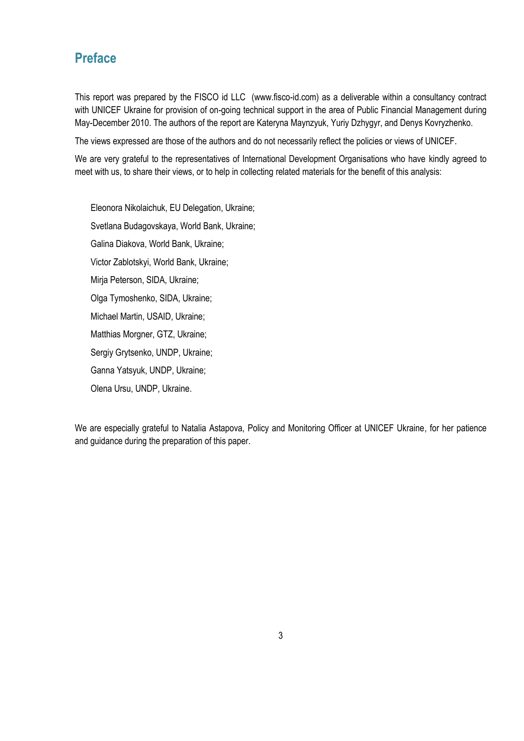## Preface

This report was prepared by the FISCO id LLC (www.fisco-id.com) as a deliverable within a consultancy contract with UNICEF Ukraine for provision of on-going technical support in the area of Public Financial Management during May-December 2010. The authors of the report are Kateryna Maynzyuk, Yuriy Dzhygyr, and Denys Kovryzhenko.

The views expressed are those of the authors and do not necessarily reflect the policies or views of UNICEF.

We are very grateful to the representatives of International Development Organisations who have kindly agreed to meet with us, to share their views, or to help in collecting related materials for the benefit of this analysis:

Eleonora Nikolaichuk, EU Delegation, Ukraine;

Svetlana Budagovskaya, World Bank, Ukraine;

Galina Diakova, World Bank, Ukraine;

Victor Zablotskyi, World Bank, Ukraine;

Mirja Peterson, SIDA, Ukraine;

Olga Tymoshenko, SIDA, Ukraine;

Michael Martin, USAID, Ukraine;

Matthias Morgner, GTZ, Ukraine;

Sergiy Grytsenko, UNDP, Ukraine;

Ganna Yatsyuk, UNDP, Ukraine;

Olena Ursu, UNDP, Ukraine.

We are especially grateful to Natalia Astapova, Policy and Monitoring Officer at UNICEF Ukraine, for her patience and guidance during the preparation of this paper.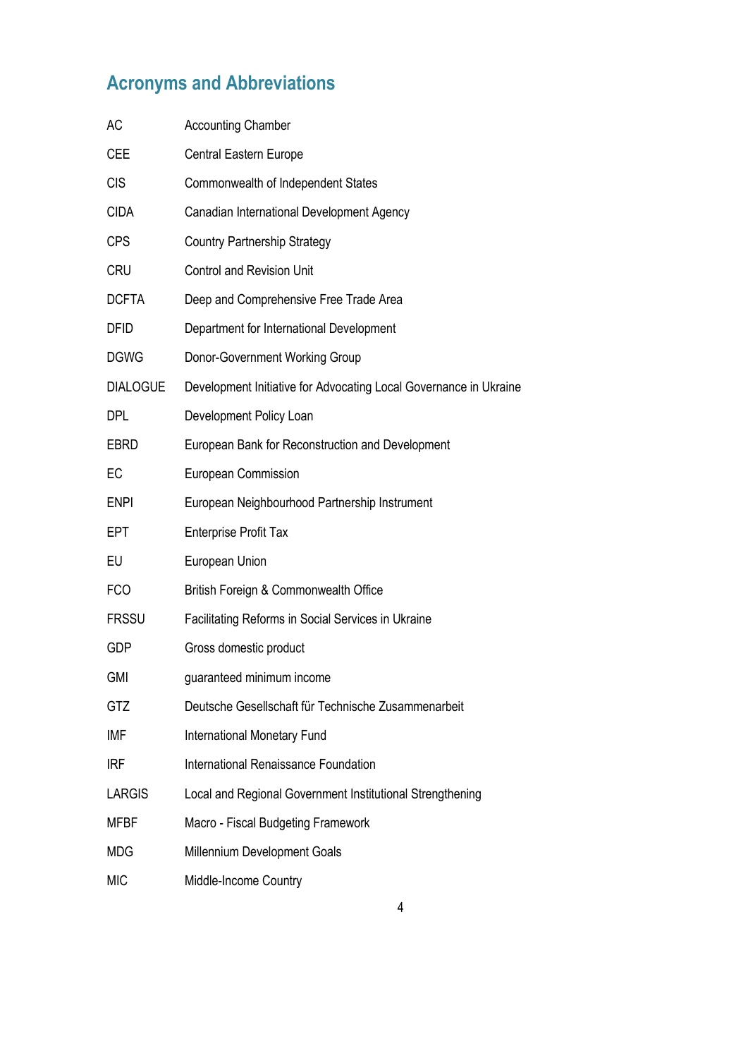## Acronyms and Abbreviations

| | |
|---|---|
| AC | Accounting Chamber |
| CEE | Central Eastern Europe |
| CIS | Commonwealth of Independent States |
| CIDA | Canadian International Development Agency |
| CPS | Country Partnership Strategy |
| CRU | Control and Revision Unit |
| DCFTA | Deep and Comprehensive Free Trade Area |
| DFID | Department for International Development |
| DGWG | Donor-Government Working Group |
| DIALOGUE | Development Initiative for Advocating Local Governance in Ukraine |
| DPL | Development Policy Loan |
| EBRD | European Bank for Reconstruction and Development |
| EC | European Commission |
| ENPI | European Neighbourhood Partnership Instrument |
| EPT | Enterprise Profit Tax |
| EU | European Union |
| FCO | British Foreign & Commonwealth Office |
| FRSSU | Facilitating Reforms in Social Services in Ukraine |
| GDP | Gross domestic product |
| GMI | guaranteed minimum income |
| GTZ | Deutsche Gesellschaft für Technische Zusammenarbeit |
| IMF | International Monetary Fund |
| IRF | International Renaissance Foundation |
| LARGIS | Local and Regional Government Institutional Strengthening |
| MFBF | Macro - Fiscal Budgeting Framework |
| MDG | Millennium Development Goals |
| MIC | Middle-Income Country |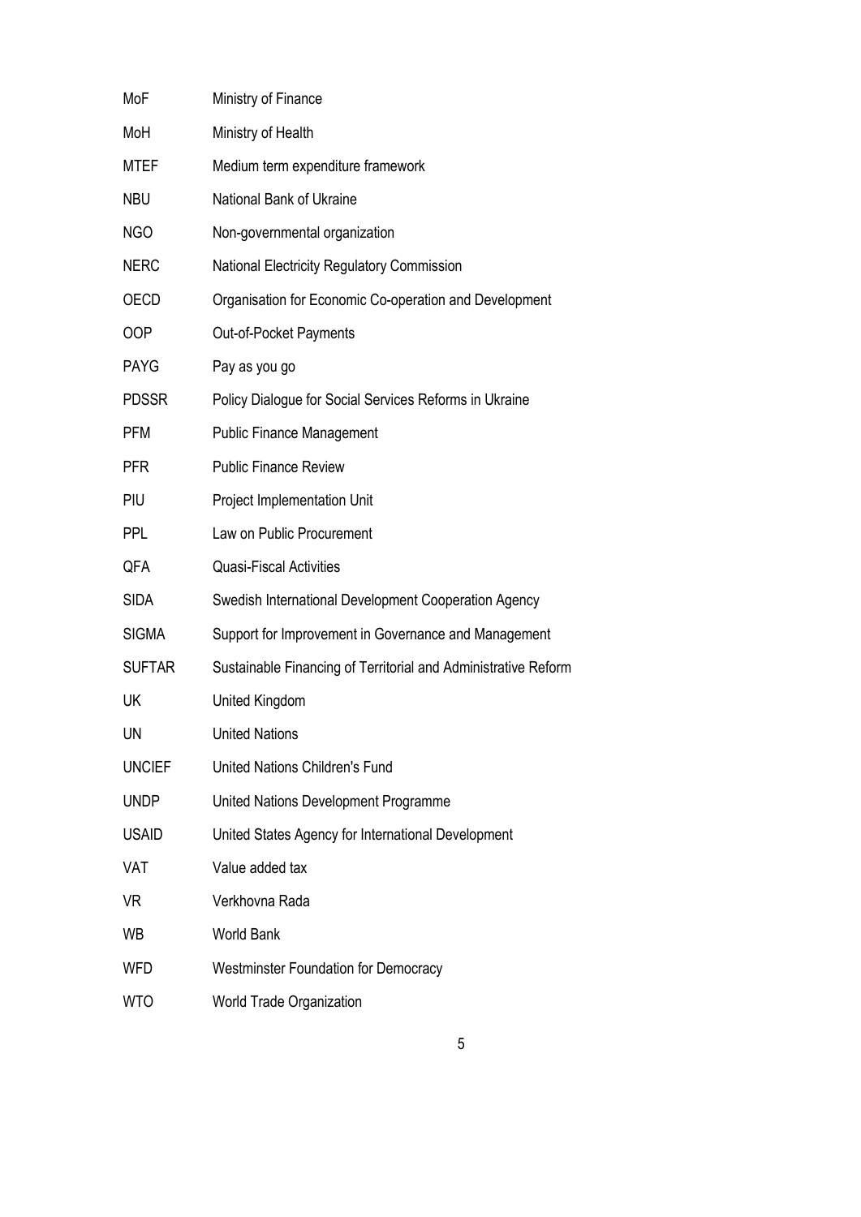| | |
|---|---|
| MoF | Ministry of Finance |
| MoH | Ministry of Health |
| MTEF | Medium term expenditure framework |
| NBU | National Bank of Ukraine |
| NGO | Non-governmental organization |
| NERC | National Electricity Regulatory Commission |
| OECD | Organisation for Economic Co-operation and Development |
| OOP | Out-of-Pocket Payments |
| PAYG | Pay as you go |
| PDSSR | Policy Dialogue for Social Services Reforms in Ukraine |
| PFM | Public Finance Management |
| PFR | Public Finance Review |
| PIU | Project Implementation Unit |
| PPL | Law on Public Procurement |
| QFA | Quasi-Fiscal Activities |
| SIDA | Swedish International Development Cooperation Agency |
| SIGMA | Support for Improvement in Governance and Management |
| SUFTAR | Sustainable Financing of Territorial and Administrative Reform |
| UK | United Kingdom |
| UN | United Nations |
| UNCIEF | United Nations Children's Fund |
| UNDP | United Nations Development Programme |
| USAID | United States Agency for International Development |
| VAT | Value added tax |
| VR | Verkhovna Rada |
| WB | World Bank |
| WFD | Westminster Foundation for Democracy |
| WTO | World Trade Organization |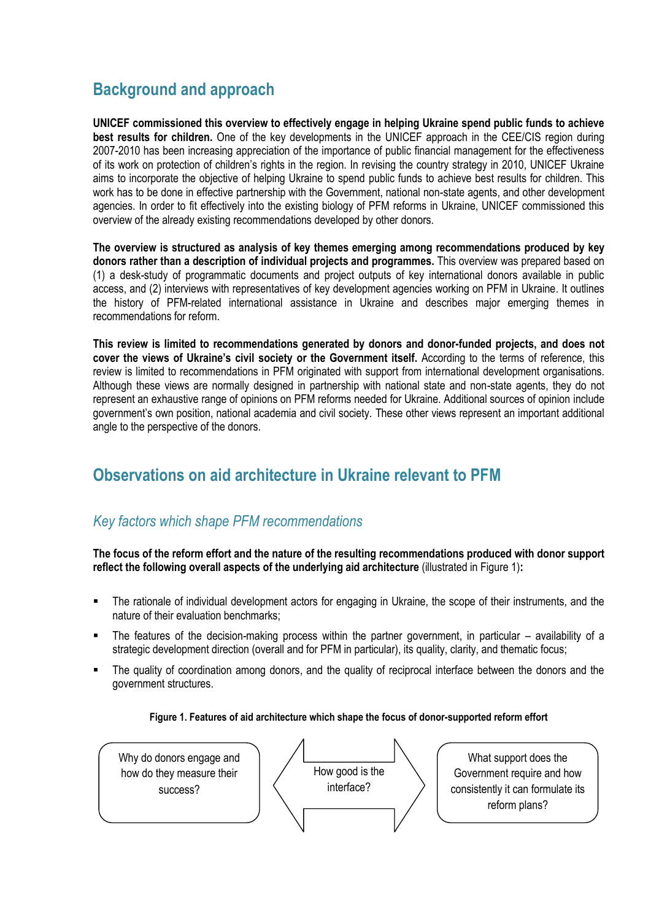## Background and approach

**UNICEF commissioned this overview to effectively engage in helping Ukraine spend public funds to achieve best results for children.** One of the key developments in the UNICEF approach in the CEE/CIS region during 2007-2010 has been increasing appreciation of the importance of public financial management for the effectiveness of its work on protection of children's rights in the region. In revising the country strategy in 2010, UNICEF Ukraine aims to incorporate the objective of helping Ukraine to spend public funds to achieve best results for children. This work has to be done in effective partnership with the Government, national non-state agents, and other development agencies. In order to fit effectively into the existing biology of PFM reforms in Ukraine, UNICEF commissioned this overview of the already existing recommendations developed by other donors.

**The overview is structured as analysis of key themes emerging among recommendations produced by key donors rather than a description of individual projects and programmes.** This overview was prepared based on (1) a desk-study of programmatic documents and project outputs of key international donors available in public access, and (2) interviews with representatives of key development agencies working on PFM in Ukraine. It outlines the history of PFM-related international assistance in Ukraine and describes major emerging themes in recommendations for reform.

**This review is limited to recommendations generated by donors and donor-funded projects, and does not cover the views of Ukraine's civil society or the Government itself.** According to the terms of reference, this review is limited to recommendations in PFM originated with support from international development organisations. Although these views are normally designed in partnership with national state and non-state agents, they do not represent an exhaustive range of opinions on PFM reforms needed for Ukraine. Additional sources of opinion include government's own position, national academia and civil society. These other views represent an important additional angle to the perspective of the donors.

## Observations on aid architecture in Ukraine relevant to PFM

### *Key factors which shape PFM recommendations*

**The focus of the reform effort and the nature of the resulting recommendations produced with donor support reflect the following overall aspects of the underlying aid architecture** (illustrated in Figure 1)**:**

- The rationale of individual development actors for engaging in Ukraine, the scope of their instruments, and the nature of their evaluation benchmarks;
- The features of the decision-making process within the partner government, in particular – availability of a strategic development direction (overall and for PFM in particular), its quality, clarity, and thematic focus;
- The quality of coordination among donors, and the quality of reciprocal interface between the donors and the government structures.

**Figure 1. Features of aid architecture which shape the focus of donor-supported reform effort**

| Why do donors engage and how do they measure their success? | ⟵ How good is the interface? ⟶ | What support does the Government require and how consistently it can formulate its reform plans? |
|---|---|---|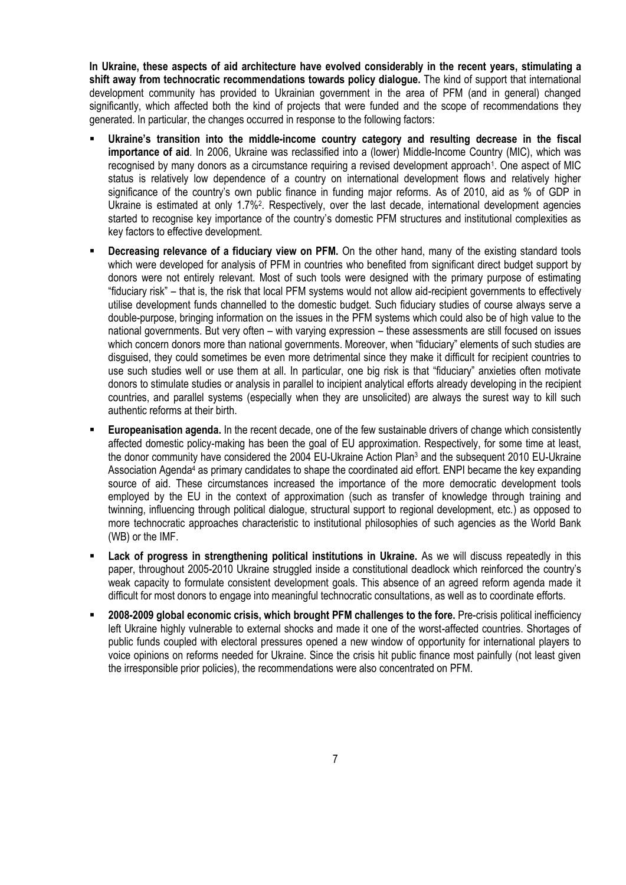**In Ukraine, these aspects of aid architecture have evolved considerably in the recent years, stimulating a shift away from technocratic recommendations towards policy dialogue.** The kind of support that international development community has provided to Ukrainian government in the area of PFM (and in general) changed significantly, which affected both the kind of projects that were funded and the scope of recommendations they generated. In particular, the changes occurred in response to the following factors:

- **Ukraine's transition into the middle-income country category and resulting decrease in the fiscal importance of aid**. In 2006, Ukraine was reclassified into a (lower) Middle-Income Country (MIC), which was recognised by many donors as a circumstance requiring a revised development approach[1]. One aspect of MIC status is relatively low dependence of a country on international development flows and relatively higher significance of the country's own public finance in funding major reforms. As of 2010, aid as % of GDP in Ukraine is estimated at only 1.7%[2]. Respectively, over the last decade, international development agencies started to recognise key importance of the country's domestic PFM structures and institutional complexities as key factors to effective development.
- **Decreasing relevance of a fiduciary view on PFM.** On the other hand, many of the existing standard tools which were developed for analysis of PFM in countries who benefited from significant direct budget support by donors were not entirely relevant. Most of such tools were designed with the primary purpose of estimating "fiduciary risk" – that is, the risk that local PFM systems would not allow aid-recipient governments to effectively utilise development funds channelled to the domestic budget. Such fiduciary studies of course always serve a double-purpose, bringing information on the issues in the PFM systems which could also be of high value to the national governments. But very often – with varying expression – these assessments are still focused on issues which concern donors more than national governments. Moreover, when "fiduciary" elements of such studies are disguised, they could sometimes be even more detrimental since they make it difficult for recipient countries to use such studies well or use them at all. In particular, one big risk is that "fiduciary" anxieties often motivate donors to stimulate studies or analysis in parallel to incipient analytical efforts already developing in the recipient countries, and parallel systems (especially when they are unsolicited) are always the surest way to kill such authentic reforms at their birth.
- **Europeanisation agenda.** In the recent decade, one of the few sustainable drivers of change which consistently affected domestic policy-making has been the goal of EU approximation. Respectively, for some time at least, the donor community have considered the 2004 EU-Ukraine Action Plan[3] and the subsequent 2010 EU-Ukraine Association Agenda[4] as primary candidates to shape the coordinated aid effort. ENPI became the key expanding source of aid. These circumstances increased the importance of the more democratic development tools employed by the EU in the context of approximation (such as transfer of knowledge through training and twinning, influencing through political dialogue, structural support to regional development, etc.) as opposed to more technocratic approaches characteristic to institutional philosophies of such agencies as the World Bank (WB) or the IMF.
- **Lack of progress in strengthening political institutions in Ukraine.** As we will discuss repeatedly in this paper, throughout 2005-2010 Ukraine struggled inside a constitutional deadlock which reinforced the country's weak capacity to formulate consistent development goals. This absence of an agreed reform agenda made it difficult for most donors to engage into meaningful technocratic consultations, as well as to coordinate efforts.
- **2008-2009 global economic crisis, which brought PFM challenges to the fore.** Pre-crisis political inefficiency left Ukraine highly vulnerable to external shocks and made it one of the worst-affected countries. Shortages of public funds coupled with electoral pressures opened a new window of opportunity for international players to voice opinions on reforms needed for Ukraine. Since the crisis hit public finance most painfully (not least given the irresponsible prior policies), the recommendations were also concentrated on PFM.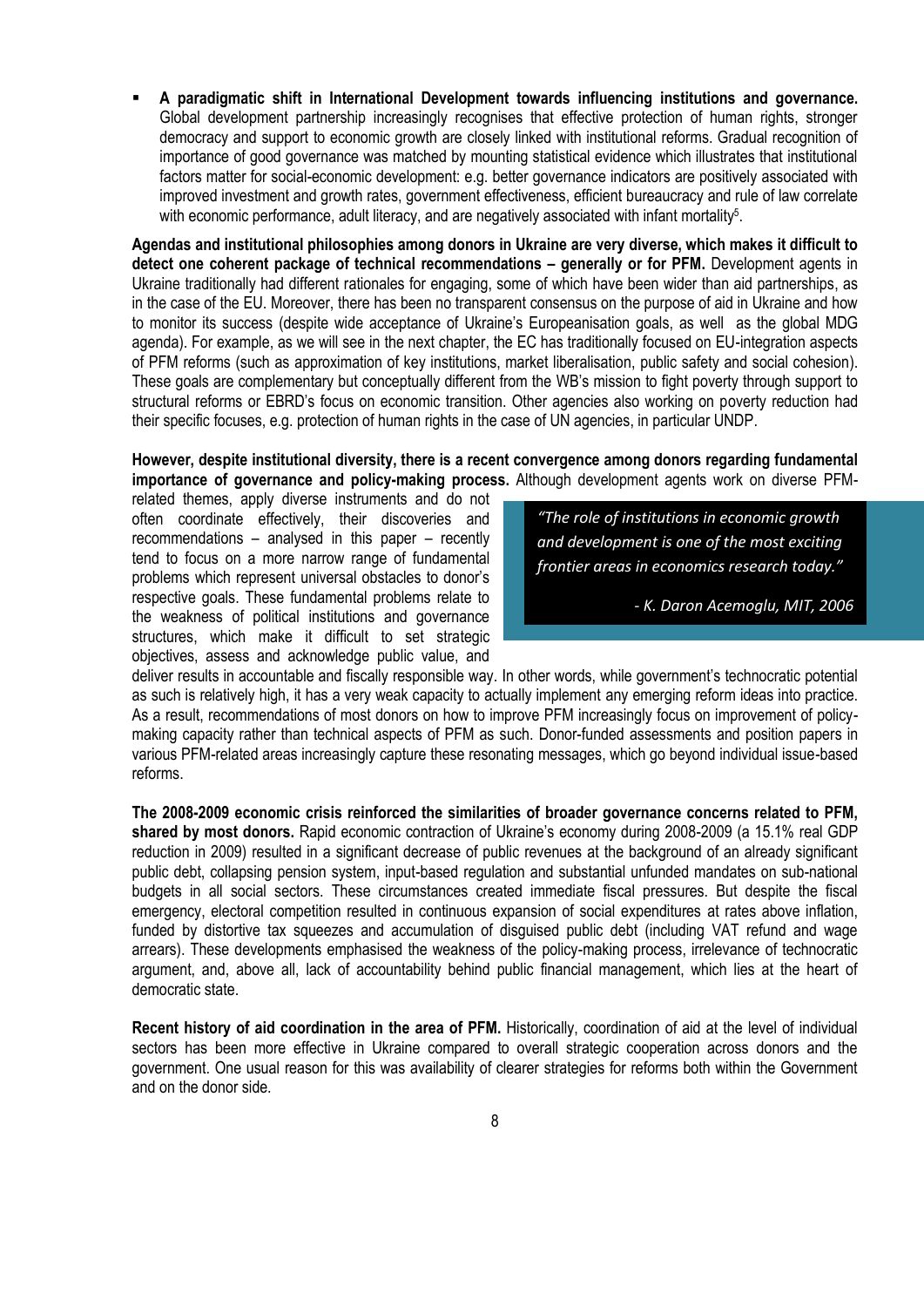- **A paradigmatic shift in International Development towards influencing institutions and governance.** Global development partnership increasingly recognises that effective protection of human rights, stronger democracy and support to economic growth are closely linked with institutional reforms. Gradual recognition of importance of good governance was matched by mounting statistical evidence which illustrates that institutional factors matter for social-economic development: e.g. better governance indicators are positively associated with improved investment and growth rates, government effectiveness, efficient bureaucracy and rule of law correlate with economic performance, adult literacy, and are negatively associated with infant mortality[5].

**Agendas and institutional philosophies among donors in Ukraine are very diverse, which makes it difficult to detect one coherent package of technical recommendations – generally or for PFM.** Development agents in Ukraine traditionally had different rationales for engaging, some of which have been wider than aid partnerships, as in the case of the EU. Moreover, there has been no transparent consensus on the purpose of aid in Ukraine and how to monitor its success (despite wide acceptance of Ukraine's Europeanisation goals, as well as the global MDG agenda). For example, as we will see in the next chapter, the EC has traditionally focused on EU-integration aspects of PFM reforms (such as approximation of key institutions, market liberalisation, public safety and social cohesion). These goals are complementary but conceptually different from the WB's mission to fight poverty through support to structural reforms or EBRD's focus on economic transition. Other agencies also working on poverty reduction had their specific focuses, e.g. protection of human rights in the case of UN agencies, in particular UNDP.

**However, despite institutional diversity, there is a recent convergence among donors regarding fundamental importance of governance and policy-making process.** Although development agents work on diverse PFM-related themes, apply diverse instruments and do not often coordinate effectively, their discoveries and recommendations – analysed in this paper – recently tend to focus on a more narrow range of fundamental problems which represent universal obstacles to donor's respective goals. These fundamental problems relate to the weakness of political institutions and governance structures, which make it difficult to set strategic objectives, assess and acknowledge public value, and deliver results in accountable and fiscally responsible way. In other words, while government's technocratic potential as such is relatively high, it has a very weak capacity to actually implement any emerging reform ideas into practice. As a result, recommendations of most donors on how to improve PFM increasingly focus on improvement of policy-making capacity rather than technical aspects of PFM as such. Donor-funded assessments and position papers in various PFM-related areas increasingly capture these resonating messages, which go beyond individual issue-based reforms.

> *"The role of institutions in economic growth and development is one of the most exciting frontier areas in economics research today."*
>
> *- K. Daron Acemoglu, MIT, 2006*

**The 2008-2009 economic crisis reinforced the similarities of broader governance concerns related to PFM, shared by most donors.** Rapid economic contraction of Ukraine's economy during 2008-2009 (a 15.1% real GDP reduction in 2009) resulted in a significant decrease of public revenues at the background of an already significant public debt, collapsing pension system, input-based regulation and substantial unfunded mandates on sub-national budgets in all social sectors. These circumstances created immediate fiscal pressures. But despite the fiscal emergency, electoral competition resulted in continuous expansion of social expenditures at rates above inflation, funded by distortive tax squeezes and accumulation of disguised public debt (including VAT refund and wage arrears). These developments emphasised the weakness of the policy-making process, irrelevance of technocratic argument, and, above all, lack of accountability behind public financial management, which lies at the heart of democratic state.

**Recent history of aid coordination in the area of PFM.** Historically, coordination of aid at the level of individual sectors has been more effective in Ukraine compared to overall strategic cooperation across donors and the government. One usual reason for this was availability of clearer strategies for reforms both within the Government and on the donor side.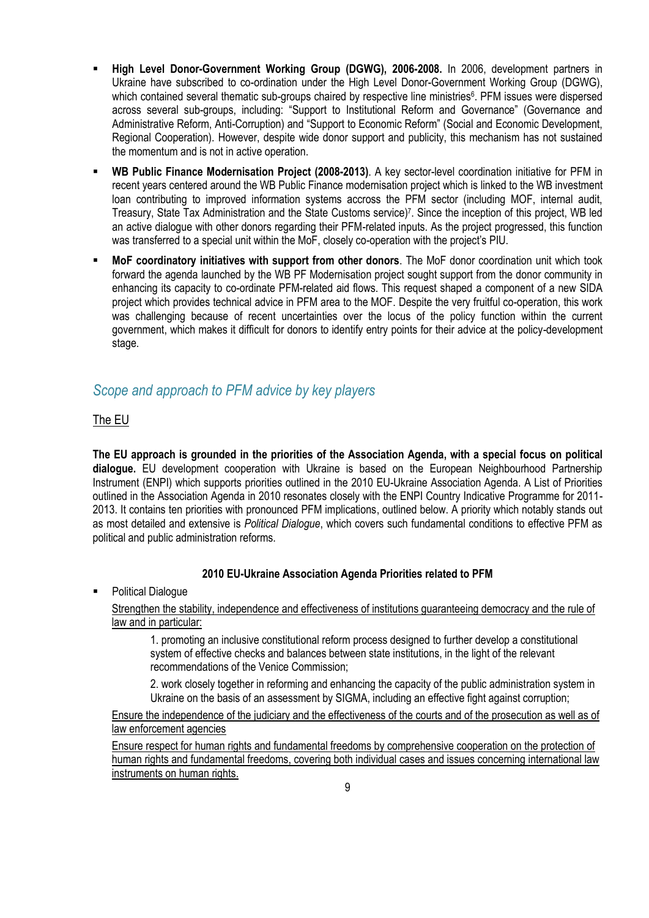- **High Level Donor-Government Working Group (DGWG), 2006-2008.** In 2006, development partners in Ukraine have subscribed to co-ordination under the High Level Donor-Government Working Group (DGWG), which contained several thematic sub-groups chaired by respective line ministries[6]. PFM issues were dispersed across several sub-groups, including: "Support to Institutional Reform and Governance" (Governance and Administrative Reform, Anti-Corruption) and "Support to Economic Reform" (Social and Economic Development, Regional Cooperation). However, despite wide donor support and publicity, this mechanism has not sustained the momentum and is not in active operation.
- **WB Public Finance Modernisation Project (2008-2013)**. A key sector-level coordination initiative for PFM in recent years centered around the WB Public Finance modernisation project which is linked to the WB investment loan contributing to improved information systems accross the PFM sector (including MOF, internal audit, Treasury, State Tax Administration and the State Customs service)[7]. Since the inception of this project, WB led an active dialogue with other donors regarding their PFM-related inputs. As the project progressed, this function was transferred to a special unit within the MoF, closely co-operation with the project's PIU.
- **MoF coordinatory initiatives with support from other donors**. The MoF donor coordination unit which took forward the agenda launched by the WB PF Modernisation project sought support from the donor community in enhancing its capacity to co-ordinate PFM-related aid flows. This request shaped a component of a new SIDA project which provides technical advice in PFM area to the MOF. Despite the very fruitful co-operation, this work was challenging because of recent uncertainties over the locus of the policy function within the current government, which makes it difficult for donors to identify entry points for their advice at the policy-development stage.

## *Scope and approach to PFM advice by key players*

### The EU

**The EU approach is grounded in the priorities of the Association Agenda, with a special focus on political dialogue.** EU development cooperation with Ukraine is based on the European Neighbourhood Partnership Instrument (ENPI) which supports priorities outlined in the 2010 EU-Ukraine Association Agenda. A List of Priorities outlined in the Association Agenda in 2010 resonates closely with the ENPI Country Indicative Programme for 2011-2013. It contains ten priorities with pronounced PFM implications, outlined below. A priority which notably stands out as most detailed and extensive is *Political Dialogue*, which covers such fundamental conditions to effective PFM as political and public administration reforms.

**2010 EU-Ukraine Association Agenda Priorities related to PFM**

- Political Dialogue

  Strengthen the stability, independence and effectiveness of institutions guaranteeing democracy and the rule of law and in particular:

  1. promoting an inclusive constitutional reform process designed to further develop a constitutional system of effective checks and balances between state institutions, in the light of the relevant recommendations of the Venice Commission;

  2. work closely together in reforming and enhancing the capacity of the public administration system in Ukraine on the basis of an assessment by SIGMA, including an effective fight against corruption;

  Ensure the independence of the judiciary and the effectiveness of the courts and of the prosecution as well as of law enforcement agencies

  Ensure respect for human rights and fundamental freedoms by comprehensive cooperation on the protection of human rights and fundamental freedoms, covering both individual cases and issues concerning international law instruments on human rights.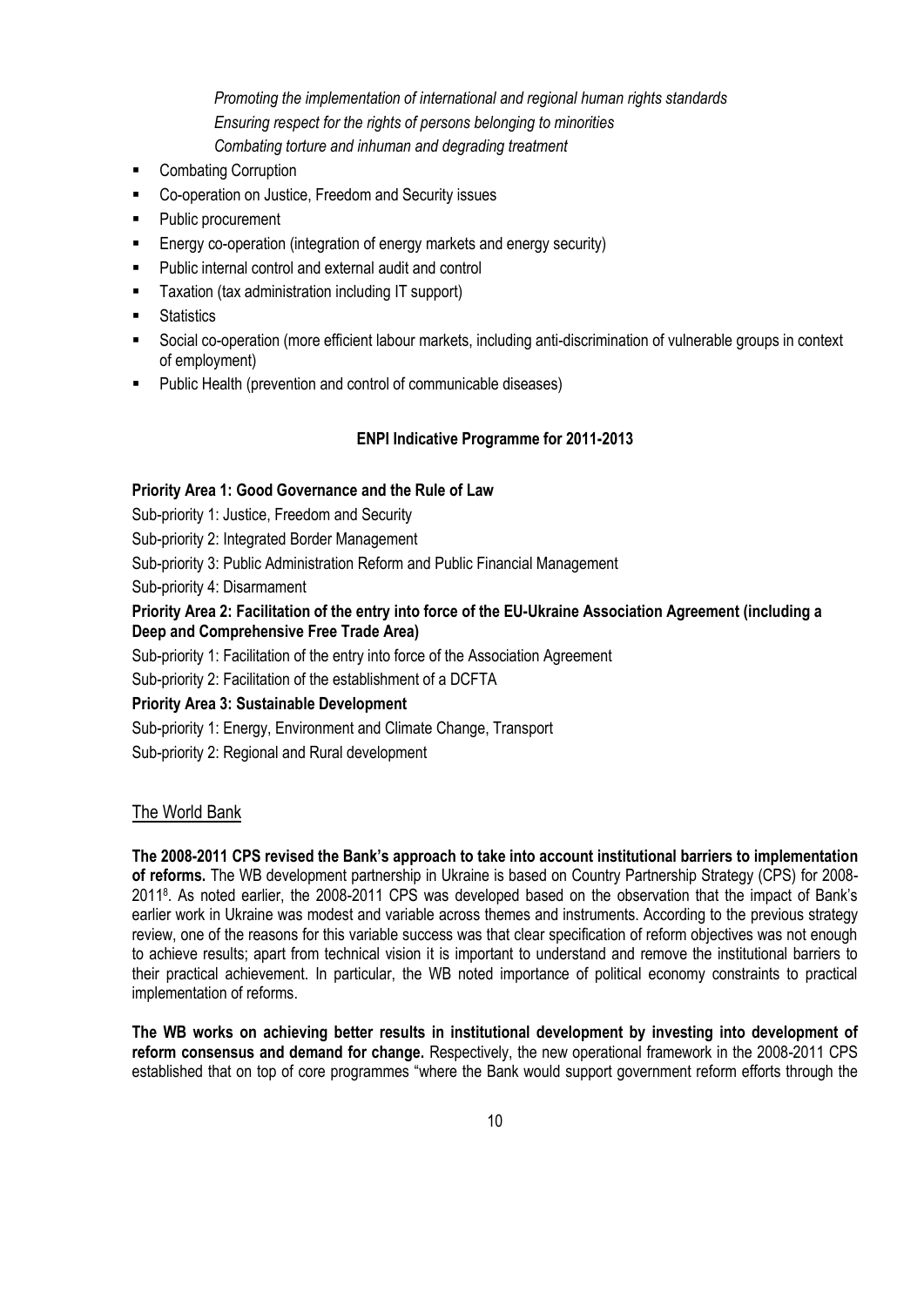*Promoting the implementation of international and regional human rights standards*
*Ensuring respect for the rights of persons belonging to minorities*
*Combating torture and inhuman and degrading treatment*

- Combating Corruption
- Co-operation on Justice, Freedom and Security issues
- Public procurement
- Energy co-operation (integration of energy markets and energy security)
- Public internal control and external audit and control
- Taxation (tax administration including IT support)
- Statistics
- Social co-operation (more efficient labour markets, including anti-discrimination of vulnerable groups in context of employment)
- Public Health (prevention and control of communicable diseases)

**ENPI Indicative Programme for 2011-2013**

**Priority Area 1: Good Governance and the Rule of Law**

Sub-priority 1: Justice, Freedom and Security

Sub-priority 2: Integrated Border Management

Sub-priority 3: Public Administration Reform and Public Financial Management

Sub-priority 4: Disarmament

**Priority Area 2: Facilitation of the entry into force of the EU-Ukraine Association Agreement (including a Deep and Comprehensive Free Trade Area)**

Sub-priority 1: Facilitation of the entry into force of the Association Agreement

Sub-priority 2: Facilitation of the establishment of a DCFTA

**Priority Area 3: Sustainable Development**

Sub-priority 1: Energy, Environment and Climate Change, Transport

Sub-priority 2: Regional and Rural development

## The World Bank

**The 2008-2011 CPS revised the Bank's approach to take into account institutional barriers to implementation of reforms.** The WB development partnership in Ukraine is based on Country Partnership Strategy (CPS) for 2008-2011[8]. As noted earlier, the 2008-2011 CPS was developed based on the observation that the impact of Bank's earlier work in Ukraine was modest and variable across themes and instruments. According to the previous strategy review, one of the reasons for this variable success was that clear specification of reform objectives was not enough to achieve results; apart from technical vision it is important to understand and remove the institutional barriers to their practical achievement. In particular, the WB noted importance of political economy constraints to practical implementation of reforms.

**The WB works on achieving better results in institutional development by investing into development of reform consensus and demand for change.** Respectively, the new operational framework in the 2008-2011 CPS established that on top of core programmes "where the Bank would support government reform efforts through the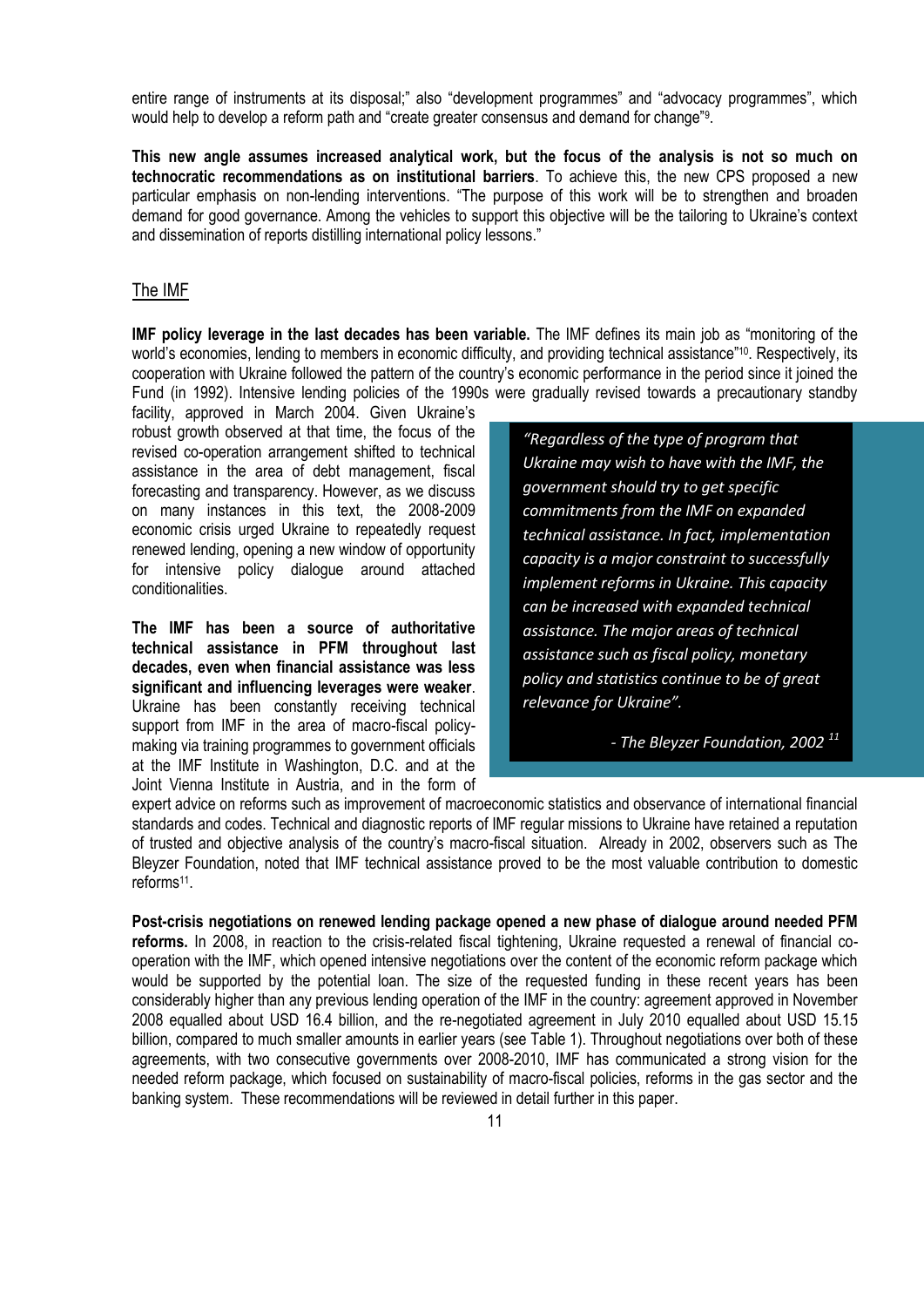entire range of instruments at its disposal;" also "development programmes" and "advocacy programmes", which would help to develop a reform path and "create greater consensus and demand for change"[9].

**This new angle assumes increased analytical work, but the focus of the analysis is not so much on technocratic recommendations as on institutional barriers**. To achieve this, the new CPS proposed a new particular emphasis on non-lending interventions. "The purpose of this work will be to strengthen and broaden demand for good governance. Among the vehicles to support this objective will be the tailoring to Ukraine's context and dissemination of reports distilling international policy lessons."

## The IMF

**IMF policy leverage in the last decades has been variable.** The IMF defines its main job as "monitoring of the world's economies, lending to members in economic difficulty, and providing technical assistance"[10]. Respectively, its cooperation with Ukraine followed the pattern of the country's economic performance in the period since it joined the Fund (in 1992). Intensive lending policies of the 1990s were gradually revised towards a precautionary standby facility, approved in March 2004. Given Ukraine's robust growth observed at that time, the focus of the revised co-operation arrangement shifted to technical assistance in the area of debt management, fiscal forecasting and transparency. However, as we discuss on many instances in this text, the 2008-2009 economic crisis urged Ukraine to repeatedly request renewed lending, opening a new window of opportunity for intensive policy dialogue around attached conditionalities.

**The IMF has been a source of authoritative technical assistance in PFM throughout last decades, even when financial assistance was less significant and influencing leverages were weaker**. Ukraine has been constantly receiving technical support from IMF in the area of macro-fiscal policy-making via training programmes to government officials at the IMF Institute in Washington, D.C. and at the Joint Vienna Institute in Austria, and in the form of expert advice on reforms such as improvement of macroeconomic statistics and observance of international financial standards and codes. Technical and diagnostic reports of IMF regular missions to Ukraine have retained a reputation of trusted and objective analysis of the country's macro-fiscal situation. Already in 2002, observers such as The Bleyzer Foundation, noted that IMF technical assistance proved to be the most valuable contribution to domestic reforms[11].

> *"Regardless of the type of program that Ukraine may wish to have with the IMF, the government should try to get specific commitments from the IMF on expanded technical assistance. In fact, implementation capacity is a major constraint to successfully implement reforms in Ukraine. This capacity can be increased with expanded technical assistance. The major areas of technical assistance such as fiscal policy, monetary policy and statistics continue to be of great relevance for Ukraine".*
>
> *- The Bleyzer Foundation, 2002* [11]

**Post-crisis negotiations on renewed lending package opened a new phase of dialogue around needed PFM reforms.** In 2008, in reaction to the crisis-related fiscal tightening, Ukraine requested a renewal of financial co-operation with the IMF, which opened intensive negotiations over the content of the economic reform package which would be supported by the potential loan. The size of the requested funding in these recent years has been considerably higher than any previous lending operation of the IMF in the country: agreement approved in November 2008 equalled about USD 16.4 billion, and the re-negotiated agreement in July 2010 equalled about USD 15.15 billion, compared to much smaller amounts in earlier years (see Table 1). Throughout negotiations over both of these agreements, with two consecutive governments over 2008-2010, IMF has communicated a strong vision for the needed reform package, which focused on sustainability of macro-fiscal policies, reforms in the gas sector and the banking system. These recommendations will be reviewed in detail further in this paper.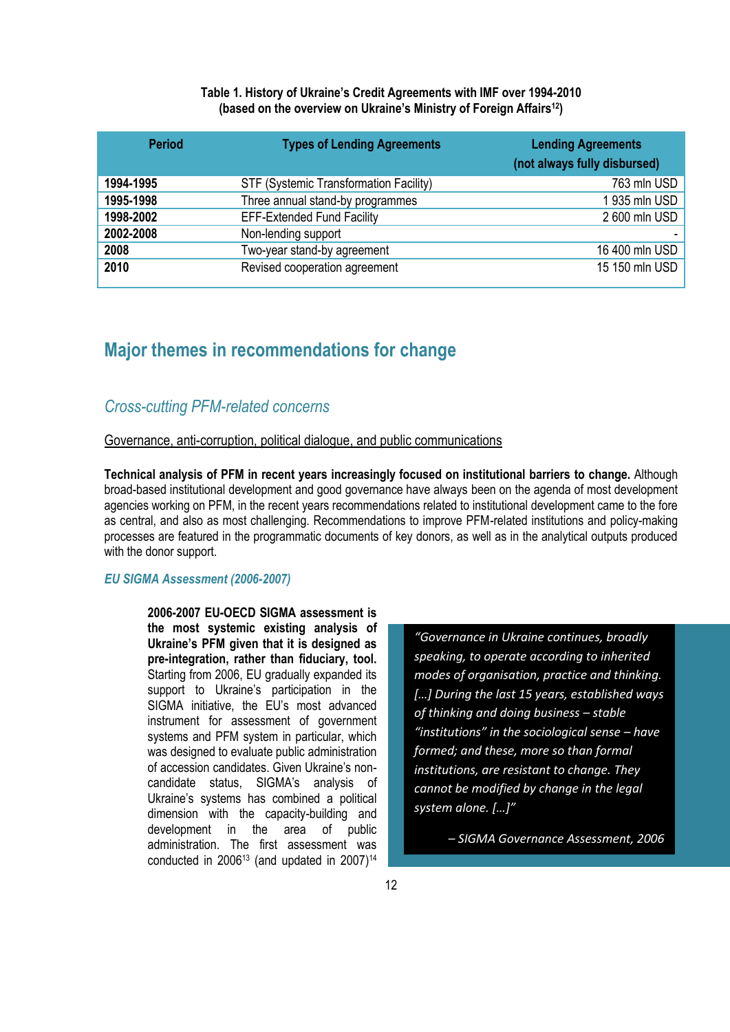**Table 1. History of Ukraine's Credit Agreements with IMF over 1994-2010 (based on the overview on Ukraine's Ministry of Foreign Affairs[12])**

| Period | Types of Lending Agreements | Lending Agreements (not always fully disbursed) |
|---|---|---|
| **1994-1995** | STF (Systemic Transformation Facility) | 763 mln USD |
| **1995-1998** | Three annual stand-by programmes | 1 935 mln USD |
| **1998-2002** | EFF-Extended Fund Facility | 2 600 mln USD |
| **2002-2008** | Non-lending support | - |
| **2008** | Two-year stand-by agreement | 16 400 mln USD |
| **2010** | Revised cooperation agreement | 15 150 mln USD |

## Major themes in recommendations for change

### *Cross-cutting PFM-related concerns*

Governance, anti-corruption, political dialogue, and public communications

**Technical analysis of PFM in recent years increasingly focused on institutional barriers to change.** Although broad-based institutional development and good governance have always been on the agenda of most development agencies working on PFM, in the recent years recommendations related to institutional development came to the fore as central, and also as most challenging. Recommendations to improve PFM-related institutions and policy-making processes are featured in the programmatic documents of key donors, as well as in the analytical outputs produced with the donor support.

#### *EU SIGMA Assessment (2006-2007)*

**2006-2007 EU-OECD SIGMA assessment is the most systemic existing analysis of Ukraine's PFM given that it is designed as pre-integration, rather than fiduciary, tool.** Starting from 2006, EU gradually expanded its support to Ukraine's participation in the SIGMA initiative, the EU's most advanced instrument for assessment of government systems and PFM system in particular, which was designed to evaluate public administration of accession candidates. Given Ukraine's non-candidate status, SIGMA's analysis of Ukraine's systems has combined a political dimension with the capacity-building and development in the area of public administration. The first assessment was conducted in 2006[13] (and updated in 2007)[14]

> *"Governance in Ukraine continues, broadly speaking, to operate according to inherited modes of organisation, practice and thinking. […] During the last 15 years, established ways of thinking and doing business – stable "institutions" in the sociological sense – have formed; and these, more so than formal institutions, are resistant to change. They cannot be modified by change in the legal system alone. […]"*
>
> *– SIGMA Governance Assessment, 2006*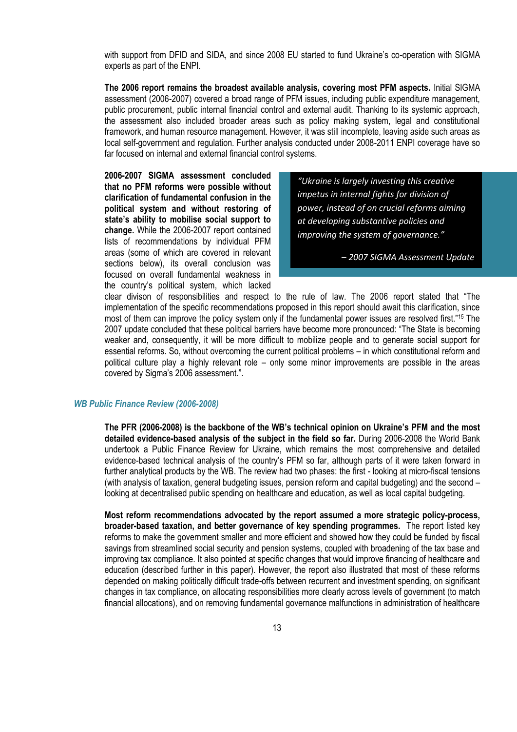with support from DFID and SIDA, and since 2008 EU started to fund Ukraine's co-operation with SIGMA experts as part of the ENPI.

**The 2006 report remains the broadest available analysis, covering most PFM aspects.** Initial SIGMA assessment (2006-2007) covered a broad range of PFM issues, including public expenditure management, public procurement, public internal financial control and external audit. Thanking to its systemic approach, the assessment also included broader areas such as policy making system, legal and constitutional framework, and human resource management. However, it was still incomplete, leaving aside such areas as local self-government and regulation. Further analysis conducted under 2008-2011 ENPI coverage have so far focused on internal and external financial control systems.

> *"Ukraine is largely investing this creative impetus in internal fights for division of power, instead of on crucial reforms aiming at developing substantive policies and improving the system of governance."*
>
> *– 2007 SIGMA Assessment Update*

**2006-2007 SIGMA assessment concluded that no PFM reforms were possible without clarification of fundamental confusion in the political system and without restoring of state's ability to mobilise social support to change.** While the 2006-2007 report contained lists of recommendations by individual PFM areas (some of which are covered in relevant sections below), its overall conclusion was focused on overall fundamental weakness in the country's political system, which lacked clear divison of responsibilities and respect to the rule of law. The 2006 report stated that "The implementation of the specific recommendations proposed in this report should await this clarification, since most of them can improve the policy system only if the fundamental power issues are resolved first."[15] The 2007 update concluded that these political barriers have become more pronounced: "The State is becoming weaker and, consequently, it will be more difficult to mobilize people and to generate social support for essential reforms. So, without overcoming the current political problems – in which constitutional reform and political culture play a highly relevant role – only some minor improvements are possible in the areas covered by Sigma's 2006 assessment.".

### *WB Public Finance Review (2006-2008)*

**The PFR (2006-2008) is the backbone of the WB's technical opinion on Ukraine's PFM and the most detailed evidence-based analysis of the subject in the field so far.** During 2006-2008 the World Bank undertook a Public Finance Review for Ukraine, which remains the most comprehensive and detailed evidence-based technical analysis of the country's PFM so far, although parts of it were taken forward in further analytical products by the WB. The review had two phases: the first - looking at micro-fiscal tensions (with analysis of taxation, general budgeting issues, pension reform and capital budgeting) and the second – looking at decentralised public spending on healthcare and education, as well as local capital budgeting.

**Most reform recommendations advocated by the report assumed a more strategic policy-process, broader-based taxation, and better governance of key spending programmes.** The report listed key reforms to make the government smaller and more efficient and showed how they could be funded by fiscal savings from streamlined social security and pension systems, coupled with broadening of the tax base and improving tax compliance. It also pointed at specific changes that would improve financing of healthcare and education (described further in this paper). However, the report also illustrated that most of these reforms depended on making politically difficult trade-offs between recurrent and investment spending, on significant changes in tax compliance, on allocating responsibilities more clearly across levels of government (to match financial allocations), and on removing fundamental governance malfunctions in administration of healthcare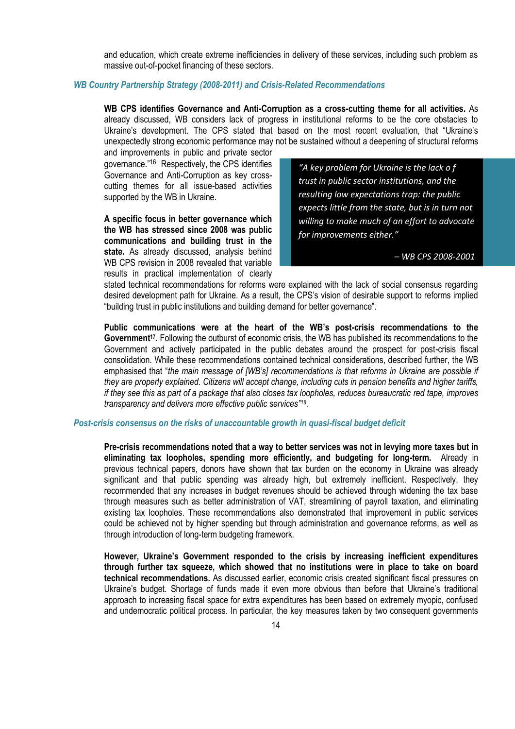and education, which create extreme inefficiencies in delivery of these services, including such problem as massive out-of-pocket financing of these sectors.

### *WB Country Partnership Strategy (2008-2011) and Crisis-Related Recommendations*

**WB CPS identifies Governance and Anti-Corruption as a cross-cutting theme for all activities.** As already discussed, WB considers lack of progress in institutional reforms to be the core obstacles to Ukraine's development. The CPS stated that based on the most recent evaluation, that "Ukraine's unexpectedly strong economic performance may not be sustained without a deepening of structural reforms and improvements in public and private sector governance."[16] Respectively, the CPS identifies Governance and Anti-Corruption as key cross-cutting themes for all issue-based activities supported by the WB in Ukraine.

> *"A key problem for Ukraine is the lack o f trust in public sector institutions, and the resulting low expectations trap: the public expects little from the state, but is in turn not willing to make much of an effort to advocate for improvements either."*
>
> *– WB CPS 2008-2001*

**A specific focus in better governance which the WB has stressed since 2008 was public communications and building trust in the state.** As already discussed, analysis behind WB CPS revision in 2008 revealed that variable results in practical implementation of clearly stated technical recommendations for reforms were explained with the lack of social consensus regarding desired development path for Ukraine. As a result, the CPS's vision of desirable support to reforms implied "building trust in public institutions and building demand for better governance".

**Public communications were at the heart of the WB's post-crisis recommendations to the Government[17].** Following the outburst of economic crisis, the WB has published its recommendations to the Government and actively participated in the public debates around the prospect for post-crisis fiscal consolidation. While these recommendations contained technical considerations, described further, the WB emphasised that "*the main message of [WB's] recommendations is that reforms in Ukraine are possible if they are properly explained. Citizens will accept change, including cuts in pension benefits and higher tariffs, if they see this as part of a package that also closes tax loopholes, reduces bureaucratic red tape, improves transparency and delivers more effective public services*"[18].

### *Post-crisis consensus on the risks of unaccountable growth in quasi-fiscal budget deficit*

**Pre-crisis recommendations noted that a way to better services was not in levying more taxes but in eliminating tax loopholes, spending more efficiently, and budgeting for long-term.** Already in previous technical papers, donors have shown that tax burden on the economy in Ukraine was already significant and that public spending was already high, but extremely inefficient. Respectively, they recommended that any increases in budget revenues should be achieved through widening the tax base through measures such as better administration of VAT, streamlining of payroll taxation, and eliminating existing tax loopholes. These recommendations also demonstrated that improvement in public services could be achieved not by higher spending but through administration and governance reforms, as well as through introduction of long-term budgeting framework.

**However, Ukraine's Government responded to the crisis by increasing inefficient expenditures through further tax squeeze, which showed that no institutions were in place to take on board technical recommendations.** As discussed earlier, economic crisis created significant fiscal pressures on Ukraine's budget. Shortage of funds made it even more obvious than before that Ukraine's traditional approach to increasing fiscal space for extra expenditures has been based on extremely myopic, confused and undemocratic political process. In particular, the key measures taken by two consequent governments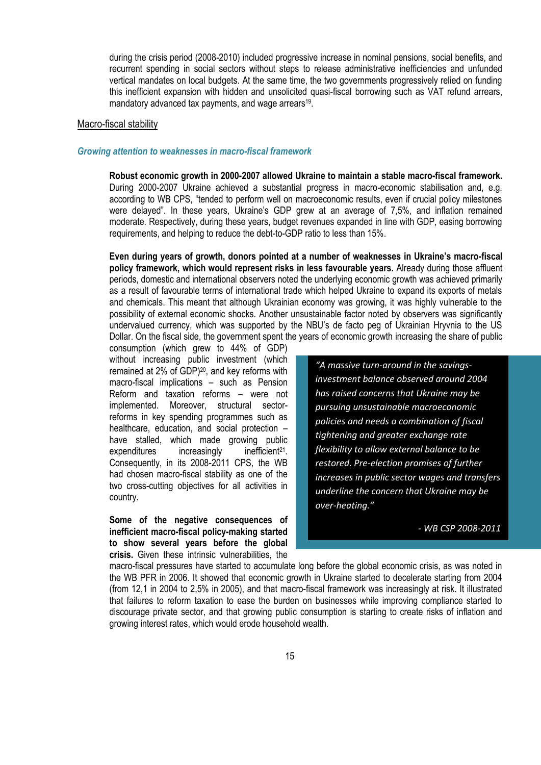during the crisis period (2008-2010) included progressive increase in nominal pensions, social benefits, and recurrent spending in social sectors without steps to release administrative inefficiencies and unfunded vertical mandates on local budgets. At the same time, the two governments progressively relied on funding this inefficient expansion with hidden and unsolicited quasi-fiscal borrowing such as VAT refund arrears, mandatory advanced tax payments, and wage arrears[19].

## Macro-fiscal stability

### *Growing attention to weaknesses in macro-fiscal framework*

**Robust economic growth in 2000-2007 allowed Ukraine to maintain a stable macro-fiscal framework.** During 2000-2007 Ukraine achieved a substantial progress in macro-economic stabilisation and, e.g. according to WB CPS, "tended to perform well on macroeconomic results, even if crucial policy milestones were delayed". In these years, Ukraine's GDP grew at an average of 7,5%, and inflation remained moderate. Respectively, during these years, budget revenues expanded in line with GDP, easing borrowing requirements, and helping to reduce the debt-to-GDP ratio to less than 15%.

**Even during years of growth, donors pointed at a number of weaknesses in Ukraine's macro-fiscal policy framework, which would represent risks in less favourable years.** Already during those affluent periods, domestic and international observers noted the underlying economic growth was achieved primarily as a result of favourable terms of international trade which helped Ukraine to expand its exports of metals and chemicals. This meant that although Ukrainian economy was growing, it was highly vulnerable to the possibility of external economic shocks. Another unsustainable factor noted by observers was significantly undervalued currency, which was supported by the NBU's de facto peg of Ukrainian Hryvnia to the US Dollar. On the fiscal side, the government spent the years of economic growth increasing the share of public consumption (which grew to 44% of GDP) without increasing public investment (which remained at 2% of GDP)[20], and key reforms with macro-fiscal implications – such as Pension Reform and taxation reforms – were not implemented. Moreover, structural sector-reforms in key spending programmes such as healthcare, education, and social protection – have stalled, which made growing public expenditures increasingly inefficient[21]. Consequently, in its 2008-2011 CPS, the WB had chosen macro-fiscal stability as one of the two cross-cutting objectives for all activities in country.

> *"A massive turn-around in the savings-investment balance observed around 2004 has raised concerns that Ukraine may be pursuing unsustainable macroeconomic policies and needs a combination of fiscal tightening and greater exchange rate flexibility to allow external balance to be restored. Pre-election promises of further increases in public sector wages and transfers underline the concern that Ukraine may be over-heating."*
>
> *- WB CSP 2008-2011*

**Some of the negative consequences of inefficient macro-fiscal policy-making started to show several years before the global crisis.** Given these intrinsic vulnerabilities, the macro-fiscal pressures have started to accumulate long before the global economic crisis, as was noted in the WB PFR in 2006. It showed that economic growth in Ukraine started to decelerate starting from 2004 (from 12,1 in 2004 to 2,5% in 2005), and that macro-fiscal framework was increasingly at risk. It illustrated that failures to reform taxation to ease the burden on businesses while improving compliance started to discourage private sector, and that growing public consumption is starting to create risks of inflation and growing interest rates, which would erode household wealth.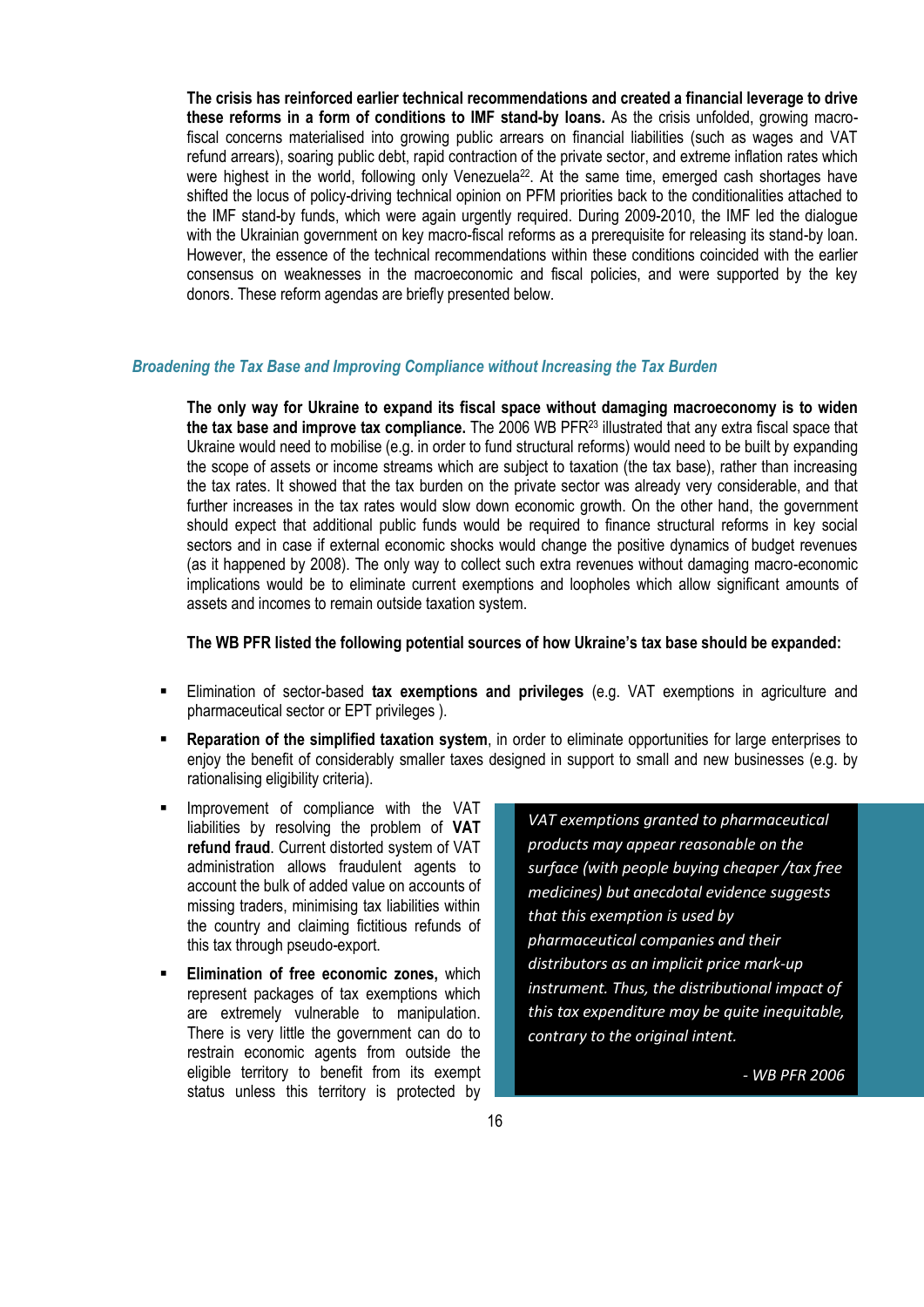**The crisis has reinforced earlier technical recommendations and created a financial leverage to drive these reforms in a form of conditions to IMF stand-by loans.** As the crisis unfolded, growing macro-fiscal concerns materialised into growing public arrears on financial liabilities (such as wages and VAT refund arrears), soaring public debt, rapid contraction of the private sector, and extreme inflation rates which were highest in the world, following only Venezuela[22]. At the same time, emerged cash shortages have shifted the locus of policy-driving technical opinion on PFM priorities back to the conditionalities attached to the IMF stand-by funds, which were again urgently required. During 2009-2010, the IMF led the dialogue with the Ukrainian government on key macro-fiscal reforms as a prerequisite for releasing its stand-by loan. However, the essence of the technical recommendations within these conditions coincided with the earlier consensus on weaknesses in the macroeconomic and fiscal policies, and were supported by the key donors. These reform agendas are briefly presented below.

### *Broadening the Tax Base and Improving Compliance without Increasing the Tax Burden*

**The only way for Ukraine to expand its fiscal space without damaging macroeconomy is to widen the tax base and improve tax compliance.** The 2006 WB PFR[23] illustrated that any extra fiscal space that Ukraine would need to mobilise (e.g. in order to fund structural reforms) would need to be built by expanding the scope of assets or income streams which are subject to taxation (the tax base), rather than increasing the tax rates. It showed that the tax burden on the private sector was already very considerable, and that further increases in the tax rates would slow down economic growth. On the other hand, the government should expect that additional public funds would be required to finance structural reforms in key social sectors and in case if external economic shocks would change the positive dynamics of budget revenues (as it happened by 2008). The only way to collect such extra revenues without damaging macro-economic implications would be to eliminate current exemptions and loopholes which allow significant amounts of assets and incomes to remain outside taxation system.

**The WB PFR listed the following potential sources of how Ukraine's tax base should be expanded:**

- Elimination of sector-based **tax exemptions and privileges** (e.g. VAT exemptions in agriculture and pharmaceutical sector or EPT privileges ).
- **Reparation of the simplified taxation system**, in order to eliminate opportunities for large enterprises to enjoy the benefit of considerably smaller taxes designed in support to small and new businesses (e.g. by rationalising eligibility criteria).
- Improvement of compliance with the VAT liabilities by resolving the problem of **VAT refund fraud**. Current distorted system of VAT administration allows fraudulent agents to account the bulk of added value on accounts of missing traders, minimising tax liabilities within the country and claiming fictitious refunds of this tax through pseudo-export.
- **Elimination of free economic zones,** which represent packages of tax exemptions which are extremely vulnerable to manipulation. There is very little the government can do to restrain economic agents from outside the eligible territory to benefit from its exempt status unless this territory is protected by

> *VAT exemptions granted to pharmaceutical products may appear reasonable on the surface (with people buying cheaper /tax free medicines) but anecdotal evidence suggests that this exemption is used by pharmaceutical companies and their distributors as an implicit price mark-up instrument. Thus, the distributional impact of this tax expenditure may be quite inequitable, contrary to the original intent.*
>
> *- WB PFR 2006*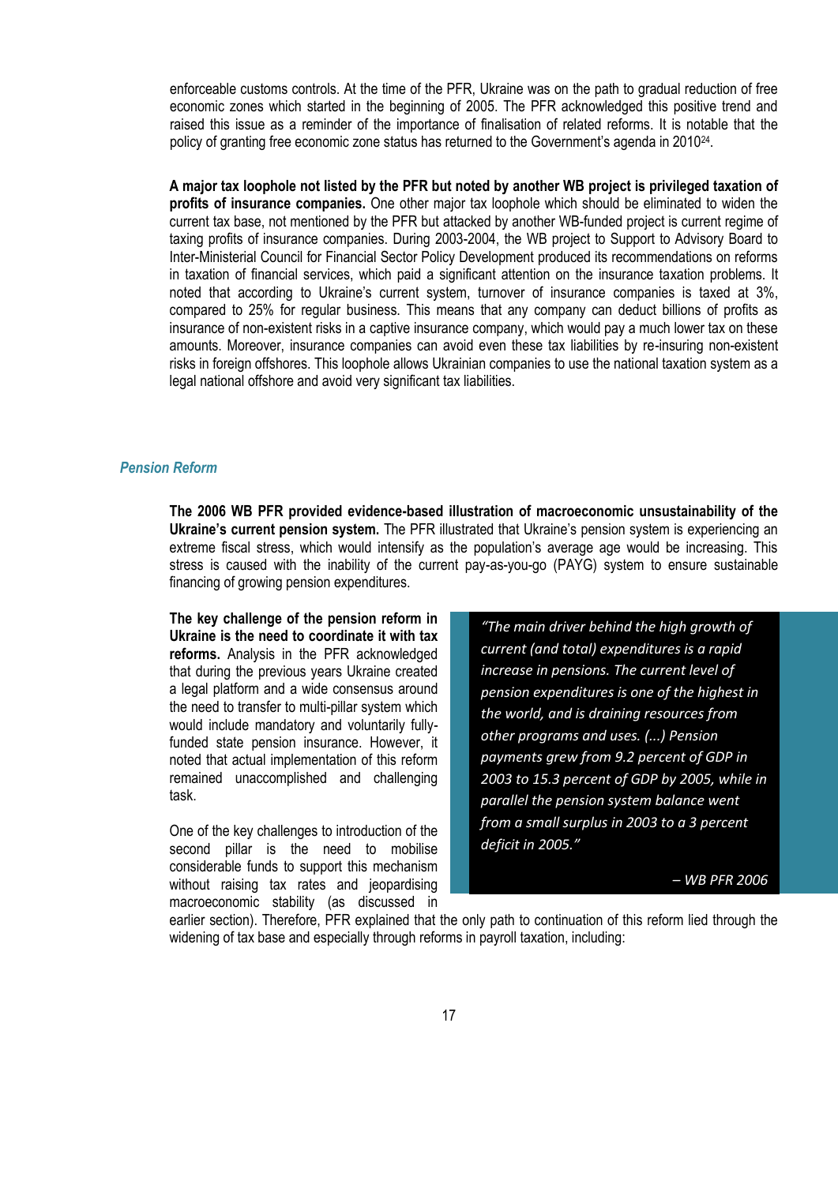enforceable customs controls. At the time of the PFR, Ukraine was on the path to gradual reduction of free economic zones which started in the beginning of 2005. The PFR acknowledged this positive trend and raised this issue as a reminder of the importance of finalisation of related reforms. It is notable that the policy of granting free economic zone status has returned to the Government's agenda in 2010[24].

**A major tax loophole not listed by the PFR but noted by another WB project is privileged taxation of profits of insurance companies.** One other major tax loophole which should be eliminated to widen the current tax base, not mentioned by the PFR but attacked by another WB-funded project is current regime of taxing profits of insurance companies. During 2003-2004, the WB project to Support to Advisory Board to Inter-Ministerial Council for Financial Sector Policy Development produced its recommendations on reforms in taxation of financial services, which paid a significant attention on the insurance taxation problems. It noted that according to Ukraine's current system, turnover of insurance companies is taxed at 3%, compared to 25% for regular business. This means that any company can deduct billions of profits as insurance of non-existent risks in a captive insurance company, which would pay a much lower tax on these amounts. Moreover, insurance companies can avoid even these tax liabilities by re-insuring non-existent risks in foreign offshores. This loophole allows Ukrainian companies to use the national taxation system as a legal national offshore and avoid very significant tax liabilities.

### *Pension Reform*

**The 2006 WB PFR provided evidence-based illustration of macroeconomic unsustainability of the Ukraine's current pension system.** The PFR illustrated that Ukraine's pension system is experiencing an extreme fiscal stress, which would intensify as the population's average age would be increasing. This stress is caused with the inability of the current pay-as-you-go (PAYG) system to ensure sustainable financing of growing pension expenditures.

**The key challenge of the pension reform in Ukraine is the need to coordinate it with tax reforms.** Analysis in the PFR acknowledged that during the previous years Ukraine created a legal platform and a wide consensus around the need to transfer to multi-pillar system which would include mandatory and voluntarily fully-funded state pension insurance. However, it noted that actual implementation of this reform remained unaccomplished and challenging task.

> *"The main driver behind the high growth of current (and total) expenditures is a rapid increase in pensions. The current level of pension expenditures is one of the highest in the world, and is draining resources from other programs and uses. (...) Pension payments grew from 9.2 percent of GDP in 2003 to 15.3 percent of GDP by 2005, while in parallel the pension system balance went from a small surplus in 2003 to a 3 percent deficit in 2005."*
>
> *– WB PFR 2006*

One of the key challenges to introduction of the second pillar is the need to mobilise considerable funds to support this mechanism without raising tax rates and jeopardising macroeconomic stability (as discussed in earlier section). Therefore, PFR explained that the only path to continuation of this reform lied through the widening of tax base and especially through reforms in payroll taxation, including: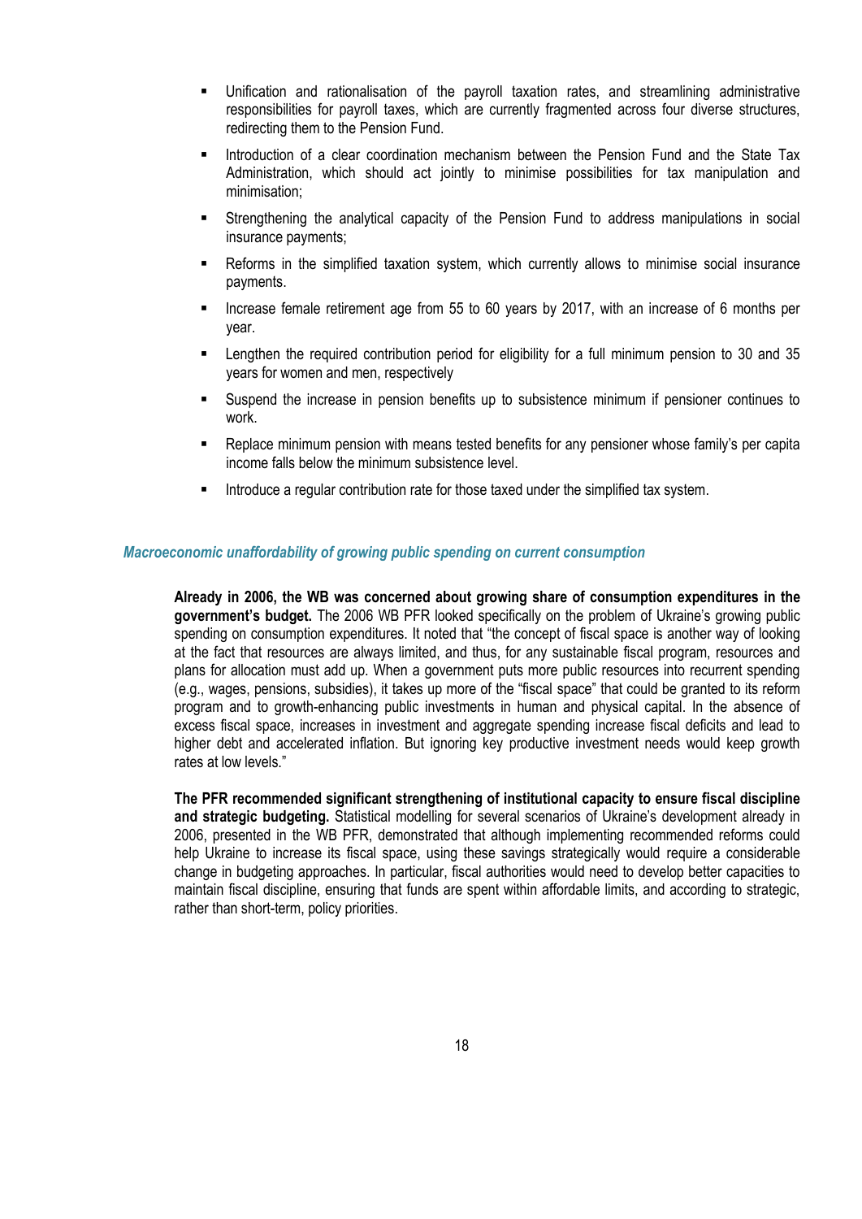- Unification and rationalisation of the payroll taxation rates, and streamlining administrative responsibilities for payroll taxes, which are currently fragmented across four diverse structures, redirecting them to the Pension Fund.
- Introduction of a clear coordination mechanism between the Pension Fund and the State Tax Administration, which should act jointly to minimise possibilities for tax manipulation and minimisation;
- Strengthening the analytical capacity of the Pension Fund to address manipulations in social insurance payments;
- Reforms in the simplified taxation system, which currently allows to minimise social insurance payments.
- Increase female retirement age from 55 to 60 years by 2017, with an increase of 6 months per year.
- Lengthen the required contribution period for eligibility for a full minimum pension to 30 and 35 years for women and men, respectively
- Suspend the increase in pension benefits up to subsistence minimum if pensioner continues to work.
- Replace minimum pension with means tested benefits for any pensioner whose family's per capita income falls below the minimum subsistence level.
- Introduce a regular contribution rate for those taxed under the simplified tax system.

### *Macroeconomic unaffordability of growing public spending on current consumption*

**Already in 2006, the WB was concerned about growing share of consumption expenditures in the government's budget.** The 2006 WB PFR looked specifically on the problem of Ukraine's growing public spending on consumption expenditures. It noted that "the concept of fiscal space is another way of looking at the fact that resources are always limited, and thus, for any sustainable fiscal program, resources and plans for allocation must add up. When a government puts more public resources into recurrent spending (e.g., wages, pensions, subsidies), it takes up more of the "fiscal space" that could be granted to its reform program and to growth-enhancing public investments in human and physical capital. In the absence of excess fiscal space, increases in investment and aggregate spending increase fiscal deficits and lead to higher debt and accelerated inflation. But ignoring key productive investment needs would keep growth rates at low levels."

**The PFR recommended significant strengthening of institutional capacity to ensure fiscal discipline and strategic budgeting.** Statistical modelling for several scenarios of Ukraine's development already in 2006, presented in the WB PFR, demonstrated that although implementing recommended reforms could help Ukraine to increase its fiscal space, using these savings strategically would require a considerable change in budgeting approaches. In particular, fiscal authorities would need to develop better capacities to maintain fiscal discipline, ensuring that funds are spent within affordable limits, and according to strategic, rather than short-term, policy priorities.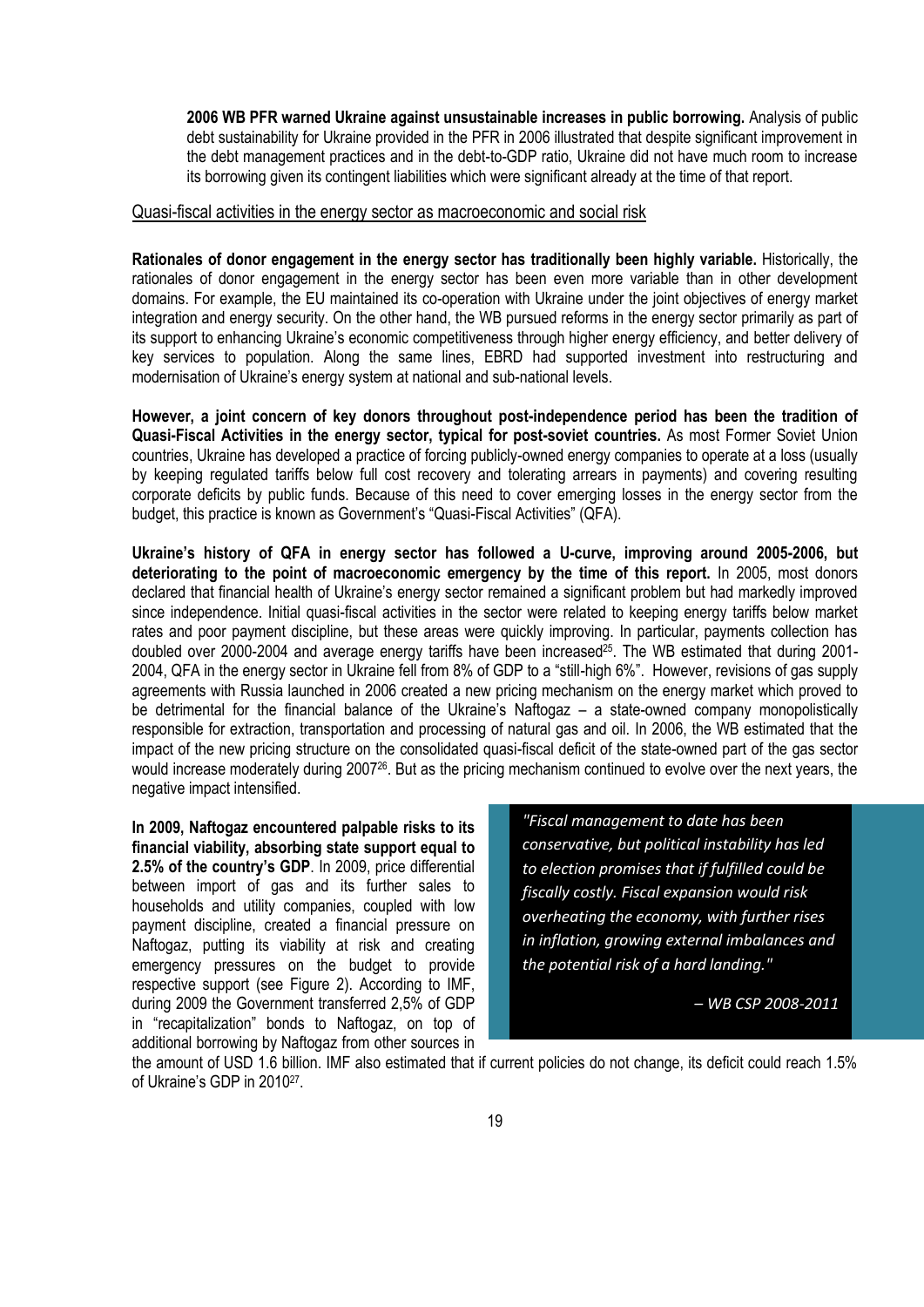**2006 WB PFR warned Ukraine against unsustainable increases in public borrowing.** Analysis of public debt sustainability for Ukraine provided in the PFR in 2006 illustrated that despite significant improvement in the debt management practices and in the debt-to-GDP ratio, Ukraine did not have much room to increase its borrowing given its contingent liabilities which were significant already at the time of that report.

## Quasi-fiscal activities in the energy sector as macroeconomic and social risk

**Rationales of donor engagement in the energy sector has traditionally been highly variable.** Historically, the rationales of donor engagement in the energy sector has been even more variable than in other development domains. For example, the EU maintained its co-operation with Ukraine under the joint objectives of energy market integration and energy security. On the other hand, the WB pursued reforms in the energy sector primarily as part of its support to enhancing Ukraine's economic competitiveness through higher energy efficiency, and better delivery of key services to population. Along the same lines, EBRD had supported investment into restructuring and modernisation of Ukraine's energy system at national and sub-national levels.

**However, a joint concern of key donors throughout post-independence period has been the tradition of Quasi-Fiscal Activities in the energy sector, typical for post-soviet countries.** As most Former Soviet Union countries, Ukraine has developed a practice of forcing publicly-owned energy companies to operate at a loss (usually by keeping regulated tariffs below full cost recovery and tolerating arrears in payments) and covering resulting corporate deficits by public funds. Because of this need to cover emerging losses in the energy sector from the budget, this practice is known as Government's "Quasi-Fiscal Activities" (QFA).

**Ukraine's history of QFA in energy sector has followed a U-curve, improving around 2005-2006, but deteriorating to the point of macroeconomic emergency by the time of this report.** In 2005, most donors declared that financial health of Ukraine's energy sector remained a significant problem but had markedly improved since independence. Initial quasi-fiscal activities in the sector were related to keeping energy tariffs below market rates and poor payment discipline, but these areas were quickly improving. In particular, payments collection has doubled over 2000-2004 and average energy tariffs have been increased[25]. The WB estimated that during 2001-2004, QFA in the energy sector in Ukraine fell from 8% of GDP to a "still-high 6%". However, revisions of gas supply agreements with Russia launched in 2006 created a new pricing mechanism on the energy market which proved to be detrimental for the financial balance of the Ukraine's Naftogaz – a state-owned company monopolistically responsible for extraction, transportation and processing of natural gas and oil. In 2006, the WB estimated that the impact of the new pricing structure on the consolidated quasi-fiscal deficit of the state-owned part of the gas sector would increase moderately during 2007[26]. But as the pricing mechanism continued to evolve over the next years, the negative impact intensified.

> *"Fiscal management to date has been conservative, but political instability has led to election promises that if fulfilled could be fiscally costly. Fiscal expansion would risk overheating the economy, with further rises in inflation, growing external imbalances and the potential risk of a hard landing."*
>
> *– WB CSP 2008-2011*

**In 2009, Naftogaz encountered palpable risks to its financial viability, absorbing state support equal to 2.5% of the country's GDP**. In 2009, price differential between import of gas and its further sales to households and utility companies, coupled with low payment discipline, created a financial pressure on Naftogaz, putting its viability at risk and creating emergency pressures on the budget to provide respective support (see Figure 2). According to IMF, during 2009 the Government transferred 2,5% of GDP in "recapitalization" bonds to Naftogaz, on top of additional borrowing by Naftogaz from other sources in the amount of USD 1.6 billion. IMF also estimated that if current policies do not change, its deficit could reach 1.5% of Ukraine's GDP in 2010[27].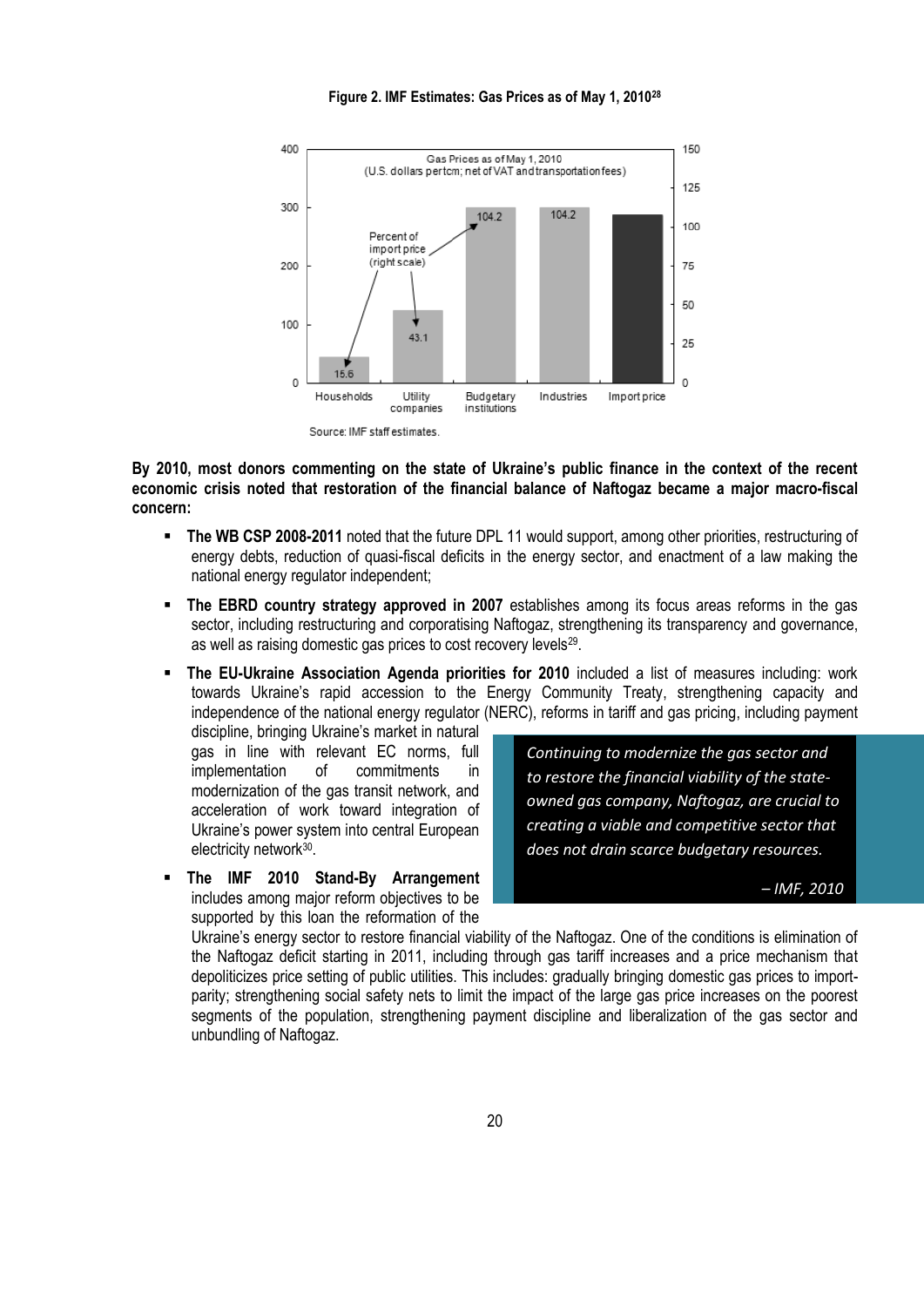**Figure 2. IMF Estimates: Gas Prices as of May 1, 2010[28]**

Gas Prices as of May 1, 2010
(U.S. dollars per tcm; net of VAT and transportation fees)

| Category | Percent of import price (right scale) |
|---|---|
| Households | 15.6 |
| Utility companies | 43.1 |
| Budgetary institutions | 104.2 |
| Industries | 104.2 |
| Import price | |

Source: IMF staff estimates.

**By 2010, most donors commenting on the state of Ukraine's public finance in the context of the recent economic crisis noted that restoration of the financial balance of Naftogaz became a major macro-fiscal concern:**

- **The WB CSP 2008-2011** noted that the future DPL 11 would support, among other priorities, restructuring of energy debts, reduction of quasi-fiscal deficits in the energy sector, and enactment of a law making the national energy regulator independent;
- **The EBRD country strategy approved in 2007** establishes among its focus areas reforms in the gas sector, including restructuring and corporatising Naftogaz, strengthening its transparency and governance, as well as raising domestic gas prices to cost recovery levels[29].
- **The EU-Ukraine Association Agenda priorities for 2010** included a list of measures including: work towards Ukraine's rapid accession to the Energy Community Treaty, strengthening capacity and independence of the national energy regulator (NERC), reforms in tariff and gas pricing, including payment discipline, bringing Ukraine's market in natural gas in line with relevant EC norms, full implementation of commitments in modernization of the gas transit network, and acceleration of work toward integration of Ukraine's power system into central European electricity network[30].
- **The IMF 2010 Stand-By Arrangement** includes among major reform objectives to be supported by this loan the reformation of the Ukraine's energy sector to restore financial viability of the Naftogaz. One of the conditions is elimination of the Naftogaz deficit starting in 2011, including through gas tariff increases and a price mechanism that depoliticizes price setting of public utilities. This includes: gradually bringing domestic gas prices to import-parity; strengthening social safety nets to limit the impact of the large gas price increases on the poorest segments of the population, strengthening payment discipline and liberalization of the gas sector and unbundling of Naftogaz.

> *Continuing to modernize the gas sector and to restore the financial viability of the state-owned gas company, Naftogaz, are crucial to creating a viable and competitive sector that does not drain scarce budgetary resources.*
>
> *– IMF, 2010*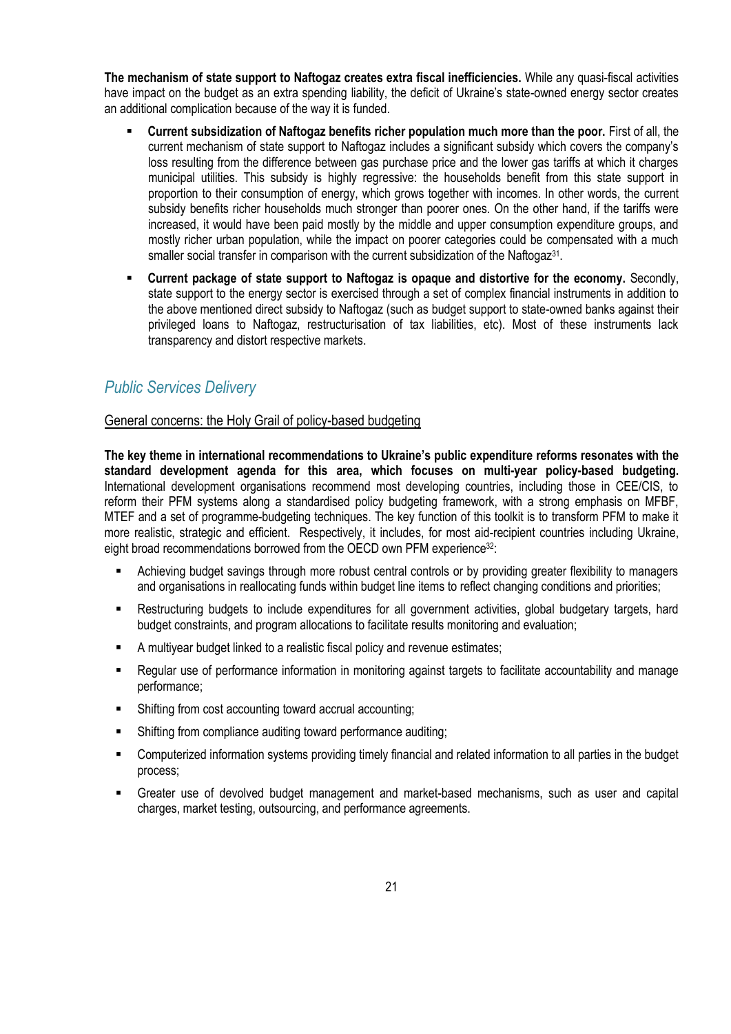**The mechanism of state support to Naftogaz creates extra fiscal inefficiencies.** While any quasi-fiscal activities have impact on the budget as an extra spending liability, the deficit of Ukraine's state-owned energy sector creates an additional complication because of the way it is funded.

- **Current subsidization of Naftogaz benefits richer population much more than the poor.** First of all, the current mechanism of state support to Naftogaz includes a significant subsidy which covers the company's loss resulting from the difference between gas purchase price and the lower gas tariffs at which it charges municipal utilities. This subsidy is highly regressive: the households benefit from this state support in proportion to their consumption of energy, which grows together with incomes. In other words, the current subsidy benefits richer households much stronger than poorer ones. On the other hand, if the tariffs were increased, it would have been paid mostly by the middle and upper consumption expenditure groups, and mostly richer urban population, while the impact on poorer categories could be compensated with a much smaller social transfer in comparison with the current subsidization of the Naftogaz[31].
- **Current package of state support to Naftogaz is opaque and distortive for the economy.** Secondly, state support to the energy sector is exercised through a set of complex financial instruments in addition to the above mentioned direct subsidy to Naftogaz (such as budget support to state-owned banks against their privileged loans to Naftogaz, restructurisation of tax liabilities, etc). Most of these instruments lack transparency and distort respective markets.

## *Public Services Delivery*

### General concerns: the Holy Grail of policy-based budgeting

**The key theme in international recommendations to Ukraine's public expenditure reforms resonates with the standard development agenda for this area, which focuses on multi-year policy-based budgeting.** International development organisations recommend most developing countries, including those in CEE/CIS, to reform their PFM systems along a standardised policy budgeting framework, with a strong emphasis on MFBF, MTEF and a set of programme-budgeting techniques. The key function of this toolkit is to transform PFM to make it more realistic, strategic and efficient. Respectively, it includes, for most aid-recipient countries including Ukraine, eight broad recommendations borrowed from the OECD own PFM experience[32]:

- Achieving budget savings through more robust central controls or by providing greater flexibility to managers and organisations in reallocating funds within budget line items to reflect changing conditions and priorities;
- Restructuring budgets to include expenditures for all government activities, global budgetary targets, hard budget constraints, and program allocations to facilitate results monitoring and evaluation;
- A multiyear budget linked to a realistic fiscal policy and revenue estimates;
- Regular use of performance information in monitoring against targets to facilitate accountability and manage performance;
- Shifting from cost accounting toward accrual accounting;
- Shifting from compliance auditing toward performance auditing;
- Computerized information systems providing timely financial and related information to all parties in the budget process;
- Greater use of devolved budget management and market-based mechanisms, such as user and capital charges, market testing, outsourcing, and performance agreements.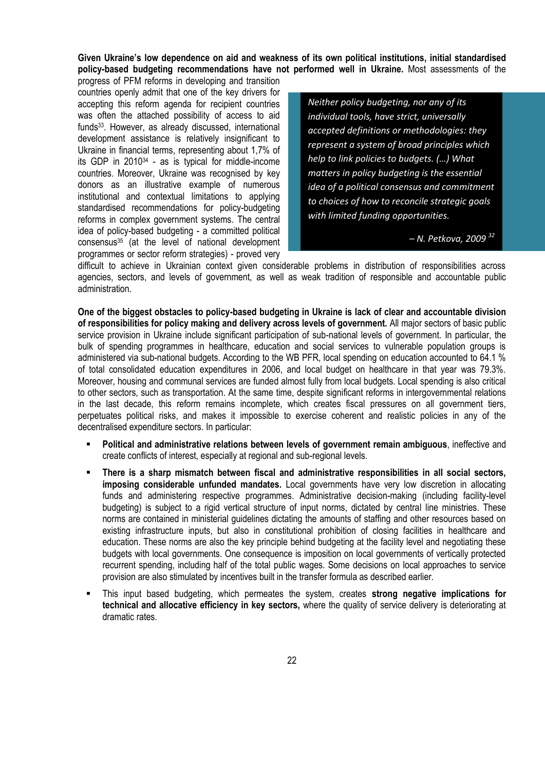**Given Ukraine's low dependence on aid and weakness of its own political institutions, initial standardised policy-based budgeting recommendations have not performed well in Ukraine.** Most assessments of the progress of PFM reforms in developing and transition countries openly admit that one of the key drivers for accepting this reform agenda for recipient countries was often the attached possibility of access to aid funds[33]. However, as already discussed, international development assistance is relatively insignificant to Ukraine in financial terms, representing about 1,7% of its GDP in 2010[34] - as is typical for middle-income countries. Moreover, Ukraine was recognised by key donors as an illustrative example of numerous institutional and contextual limitations to applying standardised recommendations for policy-budgeting reforms in complex government systems. The central idea of policy-based budgeting - a committed political consensus[35] (at the level of national development programmes or sector reform strategies) - proved very difficult to achieve in Ukrainian context given considerable problems in distribution of responsibilities across agencies, sectors, and levels of government, as well as weak tradition of responsible and accountable public administration.

> *Neither policy budgeting, nor any of its individual tools, have strict, universally accepted definitions or methodologies: they represent a system of broad principles which help to link policies to budgets. (…) What matters in policy budgeting is the essential idea of a political consensus and commitment to choices of how to reconcile strategic goals with limited funding opportunities.*
>
> *– N. Petkova, 2009* [32]

**One of the biggest obstacles to policy-based budgeting in Ukraine is lack of clear and accountable division of responsibilities for policy making and delivery across levels of government.** All major sectors of basic public service provision in Ukraine include significant participation of sub-national levels of government. In particular, the bulk of spending programmes in healthcare, education and social services to vulnerable population groups is administered via sub-national budgets. According to the WB PFR, local spending on education accounted to 64.1 % of total consolidated education expenditures in 2006, and local budget on healthcare in that year was 79.3%. Moreover, housing and communal services are funded almost fully from local budgets. Local spending is also critical to other sectors, such as transportation. At the same time, despite significant reforms in intergovernmental relations in the last decade, this reform remains incomplete, which creates fiscal pressures on all government tiers, perpetuates political risks, and makes it impossible to exercise coherent and realistic policies in any of the decentralised expenditure sectors. In particular:

- **Political and administrative relations between levels of government remain ambiguous**, ineffective and create conflicts of interest, especially at regional and sub-regional levels.
- **There is a sharp mismatch between fiscal and administrative responsibilities in all social sectors, imposing considerable unfunded mandates.** Local governments have very low discretion in allocating funds and administering respective programmes. Administrative decision-making (including facility-level budgeting) is subject to a rigid vertical structure of input norms, dictated by central line ministries. These norms are contained in ministerial guidelines dictating the amounts of staffing and other resources based on existing infrastructure inputs, but also in constitutional prohibition of closing facilities in healthcare and education. These norms are also the key principle behind budgeting at the facility level and negotiating these budgets with local governments. One consequence is imposition on local governments of vertically protected recurrent spending, including half of the total public wages. Some decisions on local approaches to service provision are also stimulated by incentives built in the transfer formula as described earlier.
- This input based budgeting, which permeates the system, creates **strong negative implications for technical and allocative efficiency in key sectors,** where the quality of service delivery is deteriorating at dramatic rates.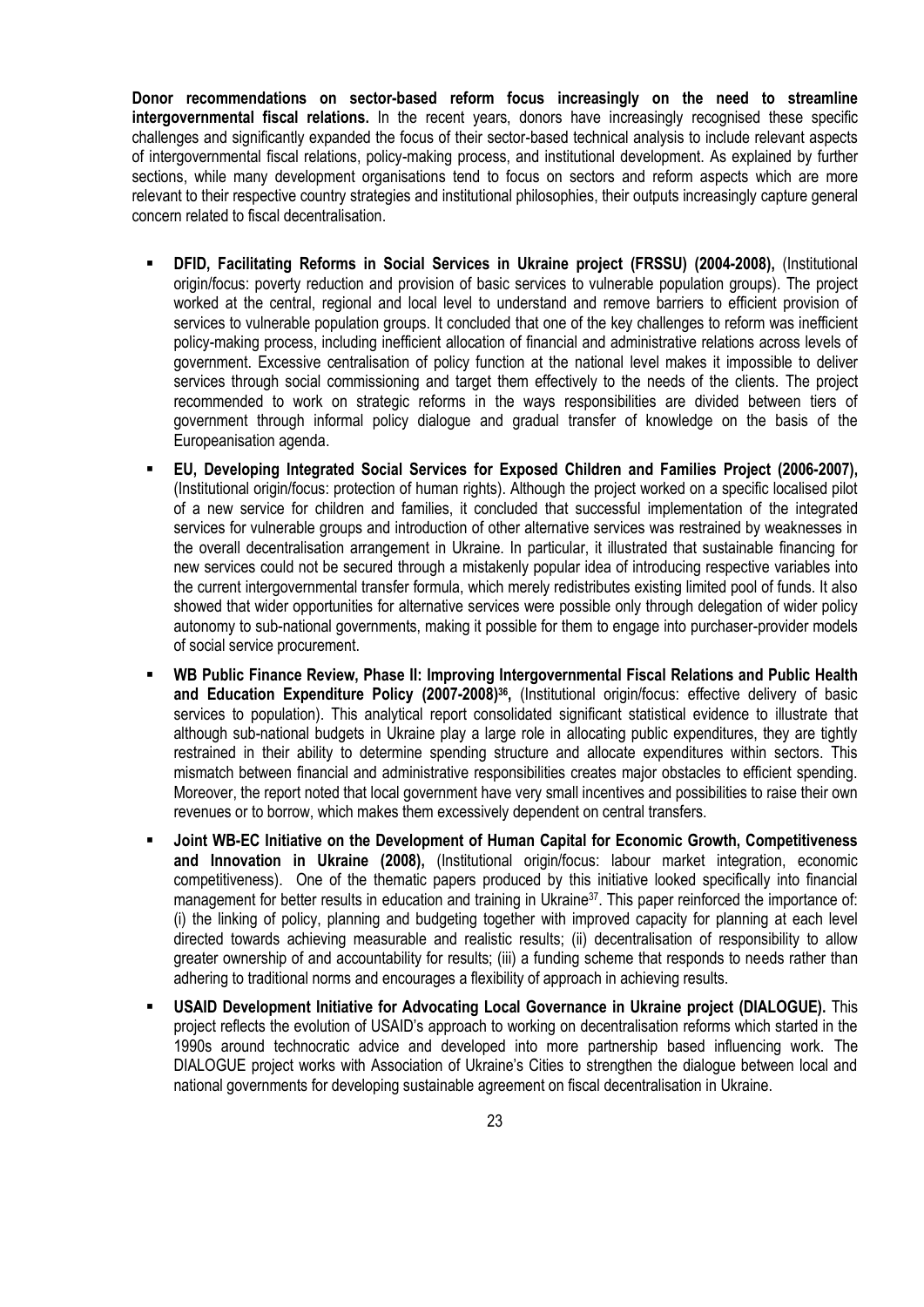**Donor recommendations on sector-based reform focus increasingly on the need to streamline intergovernmental fiscal relations.** In the recent years, donors have increasingly recognised these specific challenges and significantly expanded the focus of their sector-based technical analysis to include relevant aspects of intergovernmental fiscal relations, policy-making process, and institutional development. As explained by further sections, while many development organisations tend to focus on sectors and reform aspects which are more relevant to their respective country strategies and institutional philosophies, their outputs increasingly capture general concern related to fiscal decentralisation.

- **DFID, Facilitating Reforms in Social Services in Ukraine project (FRSSU) (2004-2008),** (Institutional origin/focus: poverty reduction and provision of basic services to vulnerable population groups). The project worked at the central, regional and local level to understand and remove barriers to efficient provision of services to vulnerable population groups. It concluded that one of the key challenges to reform was inefficient policy-making process, including inefficient allocation of financial and administrative relations across levels of government. Excessive centralisation of policy function at the national level makes it impossible to deliver services through social commissioning and target them effectively to the needs of the clients. The project recommended to work on strategic reforms in the ways responsibilities are divided between tiers of government through informal policy dialogue and gradual transfer of knowledge on the basis of the Europeanisation agenda.
- **EU, Developing Integrated Social Services for Exposed Children and Families Project (2006-2007),** (Institutional origin/focus: protection of human rights). Although the project worked on a specific localised pilot of a new service for children and families, it concluded that successful implementation of the integrated services for vulnerable groups and introduction of other alternative services was restrained by weaknesses in the overall decentralisation arrangement in Ukraine. In particular, it illustrated that sustainable financing for new services could not be secured through a mistakenly popular idea of introducing respective variables into the current intergovernmental transfer formula, which merely redistributes existing limited pool of funds. It also showed that wider opportunities for alternative services were possible only through delegation of wider policy autonomy to sub-national governments, making it possible for them to engage into purchaser-provider models of social service procurement.
- **WB Public Finance Review, Phase II: Improving Intergovernmental Fiscal Relations and Public Health and Education Expenditure Policy (2007-2008)[36],** (Institutional origin/focus: effective delivery of basic services to population). This analytical report consolidated significant statistical evidence to illustrate that although sub-national budgets in Ukraine play a large role in allocating public expenditures, they are tightly restrained in their ability to determine spending structure and allocate expenditures within sectors. This mismatch between financial and administrative responsibilities creates major obstacles to efficient spending. Moreover, the report noted that local government have very small incentives and possibilities to raise their own revenues or to borrow, which makes them excessively dependent on central transfers.
- **Joint WB-EC Initiative on the Development of Human Capital for Economic Growth, Competitiveness and Innovation in Ukraine (2008),** (Institutional origin/focus: labour market integration, economic competitiveness). One of the thematic papers produced by this initiative looked specifically into financial management for better results in education and training in Ukraine[37]. This paper reinforced the importance of: (i) the linking of policy, planning and budgeting together with improved capacity for planning at each level directed towards achieving measurable and realistic results; (ii) decentralisation of responsibility to allow greater ownership of and accountability for results; (iii) a funding scheme that responds to needs rather than adhering to traditional norms and encourages a flexibility of approach in achieving results.
- **USAID Development Initiative for Advocating Local Governance in Ukraine project (DIALOGUE).** This project reflects the evolution of USAID's approach to working on decentralisation reforms which started in the 1990s around technocratic advice and developed into more partnership based influencing work. The DIALOGUE project works with Association of Ukraine's Cities to strengthen the dialogue between local and national governments for developing sustainable agreement on fiscal decentralisation in Ukraine.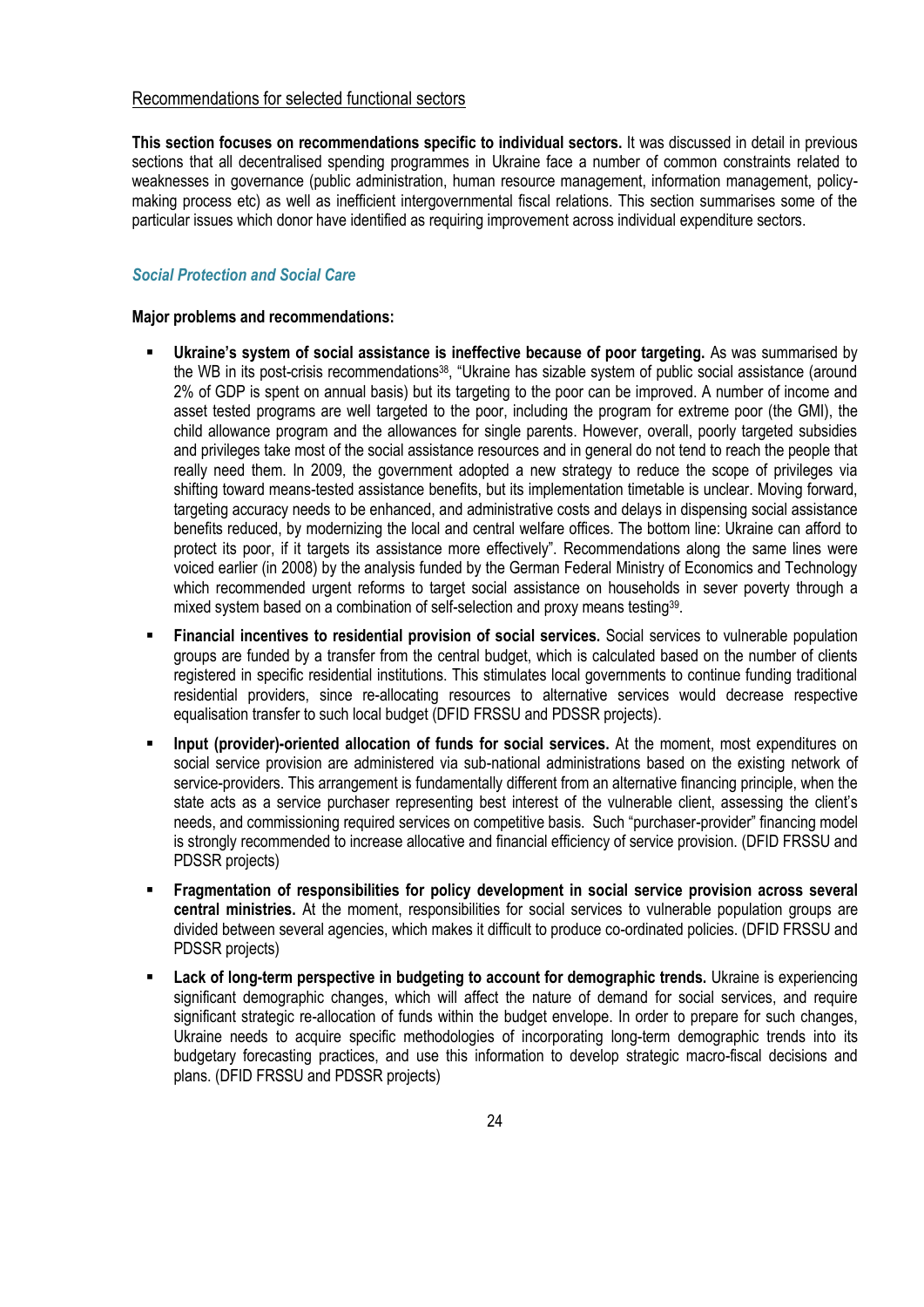## Recommendations for selected functional sectors

**This section focuses on recommendations specific to individual sectors.** It was discussed in detail in previous sections that all decentralised spending programmes in Ukraine face a number of common constraints related to weaknesses in governance (public administration, human resource management, information management, policy-making process etc) as well as inefficient intergovernmental fiscal relations. This section summarises some of the particular issues which donor have identified as requiring improvement across individual expenditure sectors.

### *Social Protection and Social Care*

**Major problems and recommendations:**

- **Ukraine's system of social assistance is ineffective because of poor targeting.** As was summarised by the WB in its post-crisis recommendations[38], "Ukraine has sizable system of public social assistance (around 2% of GDP is spent on annual basis) but its targeting to the poor can be improved. A number of income and asset tested programs are well targeted to the poor, including the program for extreme poor (the GMI), the child allowance program and the allowances for single parents. However, overall, poorly targeted subsidies and privileges take most of the social assistance resources and in general do not tend to reach the people that really need them. In 2009, the government adopted a new strategy to reduce the scope of privileges via shifting toward means-tested assistance benefits, but its implementation timetable is unclear. Moving forward, targeting accuracy needs to be enhanced, and administrative costs and delays in dispensing social assistance benefits reduced, by modernizing the local and central welfare offices. The bottom line: Ukraine can afford to protect its poor, if it targets its assistance more effectively". Recommendations along the same lines were voiced earlier (in 2008) by the analysis funded by the German Federal Ministry of Economics and Technology which recommended urgent reforms to target social assistance on households in sever poverty through a mixed system based on a combination of self-selection and proxy means testing[39].
- **Financial incentives to residential provision of social services.** Social services to vulnerable population groups are funded by a transfer from the central budget, which is calculated based on the number of clients registered in specific residential institutions. This stimulates local governments to continue funding traditional residential providers, since re-allocating resources to alternative services would decrease respective equalisation transfer to such local budget (DFID FRSSU and PDSSR projects).
- **Input (provider)-oriented allocation of funds for social services.** At the moment, most expenditures on social service provision are administered via sub-national administrations based on the existing network of service-providers. This arrangement is fundamentally different from an alternative financing principle, when the state acts as a service purchaser representing best interest of the vulnerable client, assessing the client's needs, and commissioning required services on competitive basis. Such "purchaser-provider" financing model is strongly recommended to increase allocative and financial efficiency of service provision. (DFID FRSSU and PDSSR projects)
- **Fragmentation of responsibilities for policy development in social service provision across several central ministries.** At the moment, responsibilities for social services to vulnerable population groups are divided between several agencies, which makes it difficult to produce co-ordinated policies. (DFID FRSSU and PDSSR projects)
- **Lack of long-term perspective in budgeting to account for demographic trends.** Ukraine is experiencing significant demographic changes, which will affect the nature of demand for social services, and require significant strategic re-allocation of funds within the budget envelope. In order to prepare for such changes, Ukraine needs to acquire specific methodologies of incorporating long-term demographic trends into its budgetary forecasting practices, and use this information to develop strategic macro-fiscal decisions and plans. (DFID FRSSU and PDSSR projects)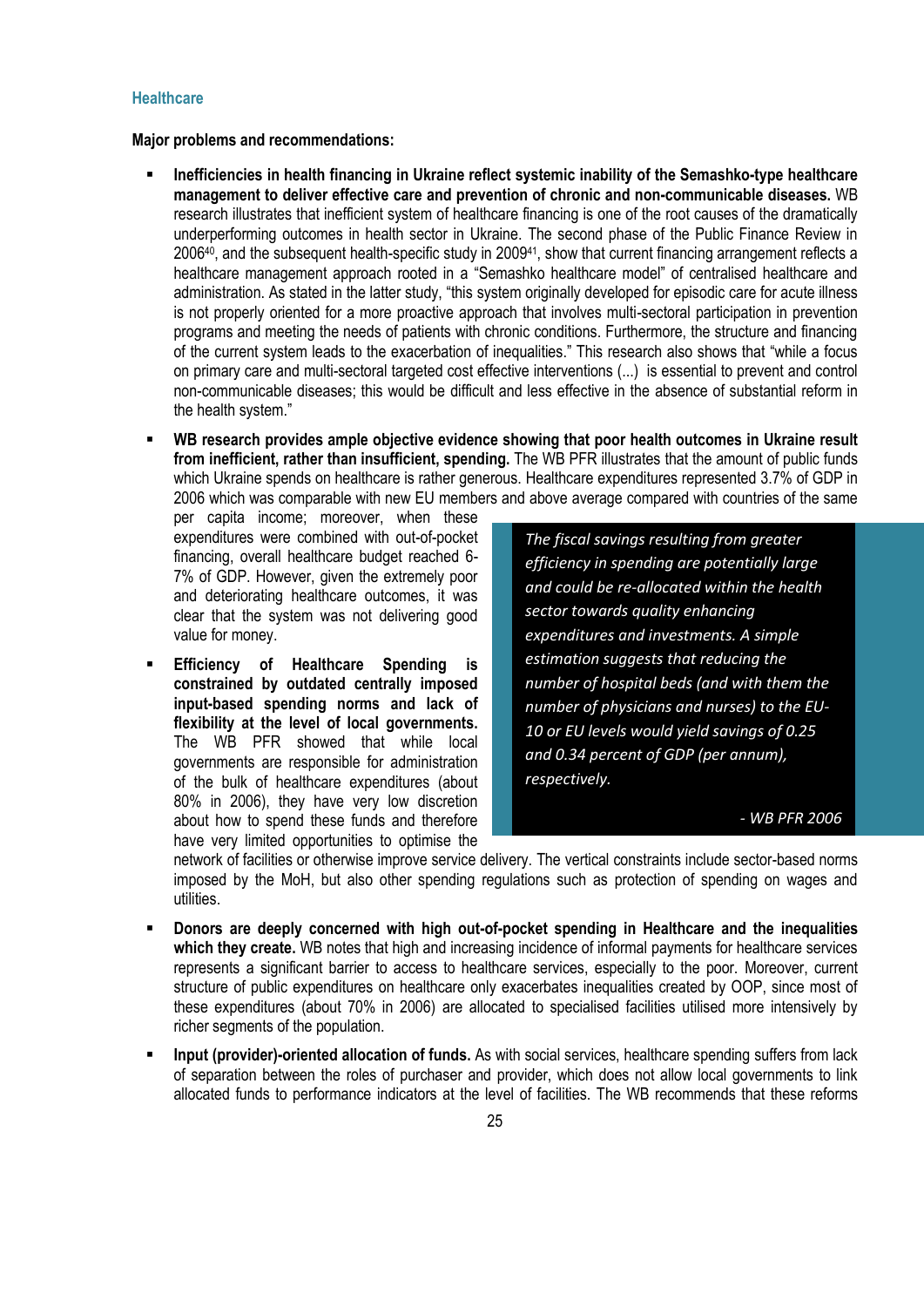## Healthcare

**Major problems and recommendations:**

- **Inefficiencies in health financing in Ukraine reflect systemic inability of the Semashko-type healthcare management to deliver effective care and prevention of chronic and non-communicable diseases.** WB research illustrates that inefficient system of healthcare financing is one of the root causes of the dramatically underperforming outcomes in health sector in Ukraine. The second phase of the Public Finance Review in 2006[40], and the subsequent health-specific study in 2009[41], show that current financing arrangement reflects a healthcare management approach rooted in a "Semashko healthcare model" of centralised healthcare and administration. As stated in the latter study, "this system originally developed for episodic care for acute illness is not properly oriented for a more proactive approach that involves multi-sectoral participation in prevention programs and meeting the needs of patients with chronic conditions. Furthermore, the structure and financing of the current system leads to the exacerbation of inequalities." This research also shows that "while a focus on primary care and multi-sectoral targeted cost effective interventions (...) is essential to prevent and control non-communicable diseases; this would be difficult and less effective in the absence of substantial reform in the health system."

- **WB research provides ample objective evidence showing that poor health outcomes in Ukraine result from inefficient, rather than insufficient, spending.** The WB PFR illustrates that the amount of public funds which Ukraine spends on healthcare is rather generous. Healthcare expenditures represented 3.7% of GDP in 2006 which was comparable with new EU members and above average compared with countries of the same per capita income; moreover, when these expenditures were combined with out-of-pocket financing, overall healthcare budget reached 6-7% of GDP. However, given the extremely poor and deteriorating healthcare outcomes, it was clear that the system was not delivering good value for money.

- **Efficiency of Healthcare Spending is constrained by outdated centrally imposed input-based spending norms and lack of flexibility at the level of local governments.** The WB PFR showed that while local governments are responsible for administration of the bulk of healthcare expenditures (about 80% in 2006), they have very low discretion about how to spend these funds and therefore have very limited opportunities to optimise the network of facilities or otherwise improve service delivery. The vertical constraints include sector-based norms imposed by the MoH, but also other spending regulations such as protection of spending on wages and utilities.

> *The fiscal savings resulting from greater efficiency in spending are potentially large and could be re-allocated within the health sector towards quality enhancing expenditures and investments. A simple estimation suggests that reducing the number of hospital beds (and with them the number of physicians and nurses) to the EU-10 or EU levels would yield savings of 0.25 and 0.34 percent of GDP (per annum), respectively.*
>
> *- WB PFR 2006*

- **Donors are deeply concerned with high out-of-pocket spending in Healthcare and the inequalities which they create.** WB notes that high and increasing incidence of informal payments for healthcare services represents a significant barrier to access to healthcare services, especially to the poor. Moreover, current structure of public expenditures on healthcare only exacerbates inequalities created by OOP, since most of these expenditures (about 70% in 2006) are allocated to specialised facilities utilised more intensively by richer segments of the population.

- **Input (provider)-oriented allocation of funds.** As with social services, healthcare spending suffers from lack of separation between the roles of purchaser and provider, which does not allow local governments to link allocated funds to performance indicators at the level of facilities. The WB recommends that these reforms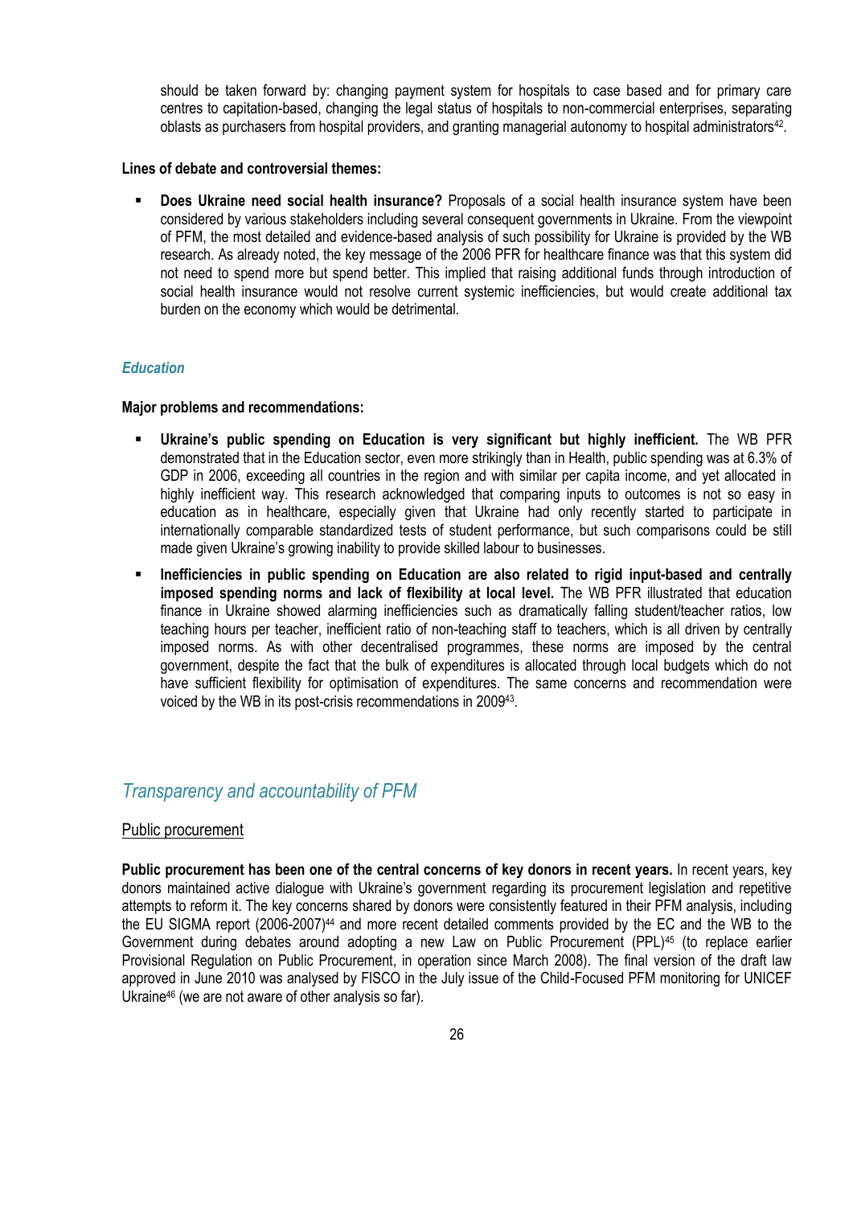should be taken forward by: changing payment system for hospitals to case based and for primary care centres to capitation-based, changing the legal status of hospitals to non-commercial enterprises, separating oblasts as purchasers from hospital providers, and granting managerial autonomy to hospital administrators[42].

**Lines of debate and controversial themes:**

- **Does Ukraine need social health insurance?** Proposals of a social health insurance system have been considered by various stakeholders including several consequent governments in Ukraine. From the viewpoint of PFM, the most detailed and evidence-based analysis of such possibility for Ukraine is provided by the WB research. As already noted, the key message of the 2006 PFR for healthcare finance was that this system did not need to spend more but spend better. This implied that raising additional funds through introduction of social health insurance would not resolve current systemic inefficiencies, but would create additional tax burden on the economy which would be detrimental.

### *Education*

**Major problems and recommendations:**

- **Ukraine's public spending on Education is very significant but highly inefficient.** The WB PFR demonstrated that in the Education sector, even more strikingly than in Health, public spending was at 6.3% of GDP in 2006, exceeding all countries in the region and with similar per capita income, and yet allocated in highly inefficient way. This research acknowledged that comparing inputs to outcomes is not so easy in education as in healthcare, especially given that Ukraine had only recently started to participate in internationally comparable standardized tests of student performance, but such comparisons could be still made given Ukraine's growing inability to provide skilled labour to businesses.
- **Inefficiencies in public spending on Education are also related to rigid input-based and centrally imposed spending norms and lack of flexibility at local level.** The WB PFR illustrated that education finance in Ukraine showed alarming inefficiencies such as dramatically falling student/teacher ratios, low teaching hours per teacher, inefficient ratio of non-teaching staff to teachers, which is all driven by centrally imposed norms. As with other decentralised programmes, these norms are imposed by the central government, despite the fact that the bulk of expenditures is allocated through local budgets which do not have sufficient flexibility for optimisation of expenditures. The same concerns and recommendation were voiced by the WB in its post-crisis recommendations in 2009[43].

## *Transparency and accountability of PFM*

### Public procurement

**Public procurement has been one of the central concerns of key donors in recent years.** In recent years, key donors maintained active dialogue with Ukraine's government regarding its procurement legislation and repetitive attempts to reform it. The key concerns shared by donors were consistently featured in their PFM analysis, including the EU SIGMA report (2006-2007)[44] and more recent detailed comments provided by the EC and the WB to the Government during debates around adopting a new Law on Public Procurement (PPL)[45] (to replace earlier Provisional Regulation on Public Procurement, in operation since March 2008). The final version of the draft law approved in June 2010 was analysed by FISCO in the July issue of the Child-Focused PFM monitoring for UNICEF Ukraine[46] (we are not aware of other analysis so far).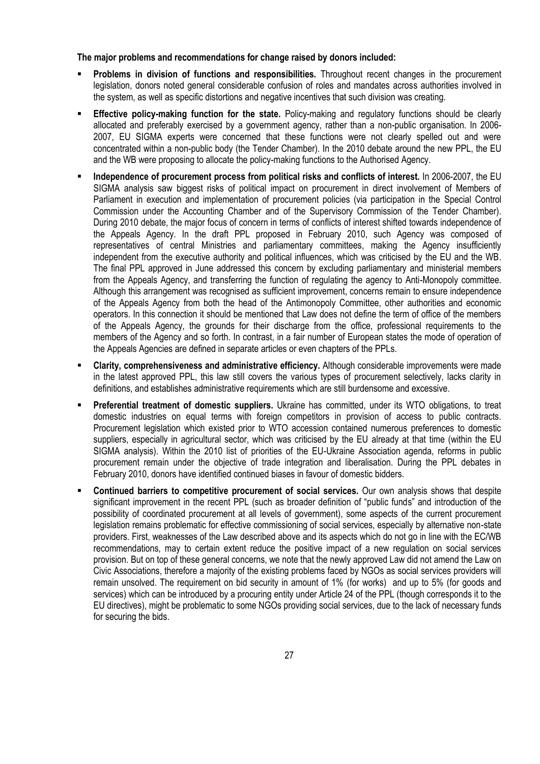**The major problems and recommendations for change raised by donors included:**

- **Problems in division of functions and responsibilities.** Throughout recent changes in the procurement legislation, donors noted general considerable confusion of roles and mandates across authorities involved in the system, as well as specific distortions and negative incentives that such division was creating.
- **Effective policy-making function for the state.** Policy-making and regulatory functions should be clearly allocated and preferably exercised by a government agency, rather than a non-public organisation. In 2006-2007, EU SIGMA experts were concerned that these functions were not clearly spelled out and were concentrated within a non-public body (the Tender Chamber). In the 2010 debate around the new PPL, the EU and the WB were proposing to allocate the policy-making functions to the Authorised Agency.
- **Independence of procurement process from political risks and conflicts of interest.** In 2006-2007, the EU SIGMA analysis saw biggest risks of political impact on procurement in direct involvement of Members of Parliament in execution and implementation of procurement policies (via participation in the Special Control Commission under the Accounting Chamber and of the Supervisory Commission of the Tender Chamber). During 2010 debate, the major focus of concern in terms of conflicts of interest shifted towards independence of the Appeals Agency. In the draft PPL proposed in February 2010, such Agency was composed of representatives of central Ministries and parliamentary committees, making the Agency insufficiently independent from the executive authority and political influences, which was criticised by the EU and the WB. The final PPL approved in June addressed this concern by excluding parliamentary and ministerial members from the Appeals Agency, and transferring the function of regulating the agency to Anti-Monopoly committee. Although this arrangement was recognised as sufficient improvement, concerns remain to ensure independence of the Appeals Agency from both the head of the Antimonopoly Committee, other authorities and economic operators. In this connection it should be mentioned that Law does not define the term of office of the members of the Appeals Agency, the grounds for their discharge from the office, professional requirements to the members of the Agency and so forth. In contrast, in a fair number of European states the mode of operation of the Appeals Agencies are defined in separate articles or even chapters of the PPLs.
- **Clarity, comprehensiveness and administrative efficiency.** Although considerable improvements were made in the latest approved PPL, this law still covers the various types of procurement selectively, lacks clarity in definitions, and establishes administrative requirements which are still burdensome and excessive.
- **Preferential treatment of domestic suppliers.** Ukraine has committed, under its WTO obligations, to treat domestic industries on equal terms with foreign competitors in provision of access to public contracts. Procurement legislation which existed prior to WTO accession contained numerous preferences to domestic suppliers, especially in agricultural sector, which was criticised by the EU already at that time (within the EU SIGMA analysis). Within the 2010 list of priorities of the EU-Ukraine Association agenda, reforms in public procurement remain under the objective of trade integration and liberalisation. During the PPL debates in February 2010, donors have identified continued biases in favour of domestic bidders.
- **Continued barriers to competitive procurement of social services.** Our own analysis shows that despite significant improvement in the recent PPL (such as broader definition of "public funds" and introduction of the possibility of coordinated procurement at all levels of government), some aspects of the current procurement legislation remains problematic for effective commissioning of social services, especially by alternative non-state providers. First, weaknesses of the Law described above and its aspects which do not go in line with the EC/WB recommendations, may to certain extent reduce the positive impact of a new regulation on social services provision. But on top of these general concerns, we note that the newly approved Law did not amend the Law on Civic Associations, therefore a majority of the existing problems faced by NGOs as social services providers will remain unsolved. The requirement on bid security in amount of 1% (for works) and up to 5% (for goods and services) which can be introduced by a procuring entity under Article 24 of the PPL (though corresponds it to the EU directives), might be problematic to some NGOs providing social services, due to the lack of necessary funds for securing the bids.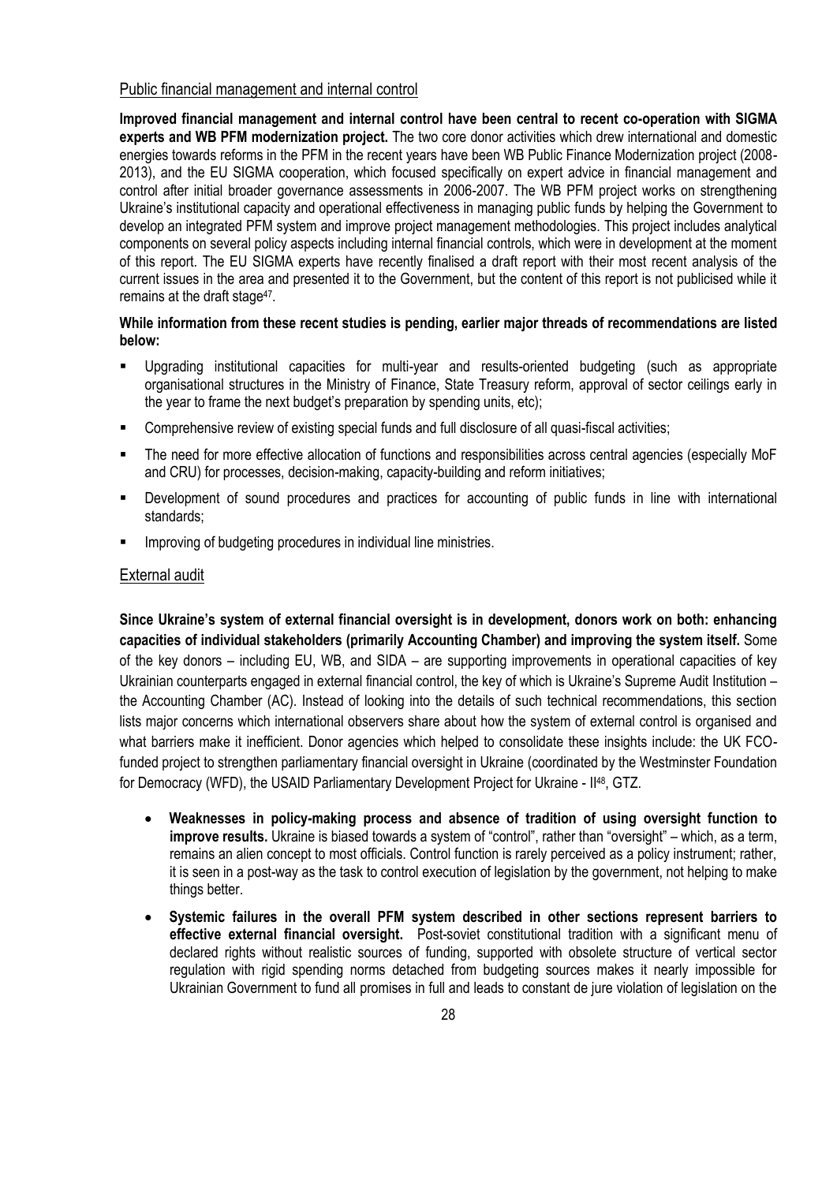## Public financial management and internal control

**Improved financial management and internal control have been central to recent co-operation with SIGMA experts and WB PFM modernization project.** The two core donor activities which drew international and domestic energies towards reforms in the PFM in the recent years have been WB Public Finance Modernization project (2008-2013), and the EU SIGMA cooperation, which focused specifically on expert advice in financial management and control after initial broader governance assessments in 2006-2007. The WB PFM project works on strengthening Ukraine's institutional capacity and operational effectiveness in managing public funds by helping the Government to develop an integrated PFM system and improve project management methodologies. This project includes analytical components on several policy aspects including internal financial controls, which were in development at the moment of this report. The EU SIGMA experts have recently finalised a draft report with their most recent analysis of the current issues in the area and presented it to the Government, but the content of this report is not publicised while it remains at the draft stage[47].

**While information from these recent studies is pending, earlier major threads of recommendations are listed below:**

- Upgrading institutional capacities for multi-year and results-oriented budgeting (such as appropriate organisational structures in the Ministry of Finance, State Treasury reform, approval of sector ceilings early in the year to frame the next budget's preparation by spending units, etc);
- Comprehensive review of existing special funds and full disclosure of all quasi-fiscal activities;
- The need for more effective allocation of functions and responsibilities across central agencies (especially MoF and CRU) for processes, decision-making, capacity-building and reform initiatives;
- Development of sound procedures and practices for accounting of public funds in line with international standards;
- Improving of budgeting procedures in individual line ministries.

## External audit

**Since Ukraine's system of external financial oversight is in development, donors work on both: enhancing capacities of individual stakeholders (primarily Accounting Chamber) and improving the system itself.** Some of the key donors – including EU, WB, and SIDA – are supporting improvements in operational capacities of key Ukrainian counterparts engaged in external financial control, the key of which is Ukraine's Supreme Audit Institution – the Accounting Chamber (AC). Instead of looking into the details of such technical recommendations, this section lists major concerns which international observers share about how the system of external control is organised and what barriers make it inefficient. Donor agencies which helped to consolidate these insights include: the UK FCO-funded project to strengthen parliamentary financial oversight in Ukraine (coordinated by the Westminster Foundation for Democracy (WFD), the USAID Parliamentary Development Project for Ukraine - II[48], GTZ.

- **Weaknesses in policy-making process and absence of tradition of using oversight function to improve results.** Ukraine is biased towards a system of "control", rather than "oversight" – which, as a term, remains an alien concept to most officials. Control function is rarely perceived as a policy instrument; rather, it is seen in a post-way as the task to control execution of legislation by the government, not helping to make things better.
- **Systemic failures in the overall PFM system described in other sections represent barriers to effective external financial oversight.** Post-soviet constitutional tradition with a significant menu of declared rights without realistic sources of funding, supported with obsolete structure of vertical sector regulation with rigid spending norms detached from budgeting sources makes it nearly impossible for Ukrainian Government to fund all promises in full and leads to constant de jure violation of legislation on the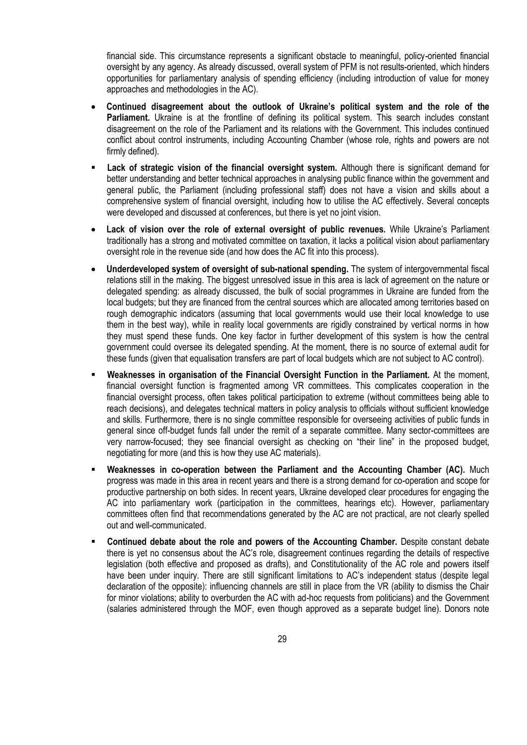financial side. This circumstance represents a significant obstacle to meaningful, policy-oriented financial oversight by any agency. As already discussed, overall system of PFM is not results-oriented, which hinders opportunities for parliamentary analysis of spending efficiency (including introduction of value for money approaches and methodologies in the AC).

- **Continued disagreement about the outlook of Ukraine's political system and the role of the Parliament.** Ukraine is at the frontline of defining its political system. This search includes constant disagreement on the role of the Parliament and its relations with the Government. This includes continued conflict about control instruments, including Accounting Chamber (whose role, rights and powers are not firmly defined).
- **Lack of strategic vision of the financial oversight system.** Although there is significant demand for better understanding and better technical approaches in analysing public finance within the government and general public, the Parliament (including professional staff) does not have a vision and skills about a comprehensive system of financial oversight, including how to utilise the AC effectively. Several concepts were developed and discussed at conferences, but there is yet no joint vision.
- **Lack of vision over the role of external oversight of public revenues.** While Ukraine's Parliament traditionally has a strong and motivated committee on taxation, it lacks a political vision about parliamentary oversight role in the revenue side (and how does the AC fit into this process).
- **Underdeveloped system of oversight of sub-national spending.** The system of intergovernmental fiscal relations still in the making. The biggest unresolved issue in this area is lack of agreement on the nature or delegated spending: as already discussed, the bulk of social programmes in Ukraine are funded from the local budgets; but they are financed from the central sources which are allocated among territories based on rough demographic indicators (assuming that local governments would use their local knowledge to use them in the best way), while in reality local governments are rigidly constrained by vertical norms in how they must spend these funds. One key factor in further development of this system is how the central government could oversee its delegated spending. At the moment, there is no source of external audit for these funds (given that equalisation transfers are part of local budgets which are not subject to AC control).
- **Weaknesses in organisation of the Financial Oversight Function in the Parliament.** At the moment, financial oversight function is fragmented among VR committees. This complicates cooperation in the financial oversight process, often takes political participation to extreme (without committees being able to reach decisions), and delegates technical matters in policy analysis to officials without sufficient knowledge and skills. Furthermore, there is no single committee responsible for overseeing activities of public funds in general since off-budget funds fall under the remit of a separate committee. Many sector-committees are very narrow-focused; they see financial oversight as checking on "their line" in the proposed budget, negotiating for more (and this is how they use AC materials).
- **Weaknesses in co-operation between the Parliament and the Accounting Chamber (AC).** Much progress was made in this area in recent years and there is a strong demand for co-operation and scope for productive partnership on both sides. In recent years, Ukraine developed clear procedures for engaging the AC into parliamentary work (participation in the committees, hearings etc). However, parliamentary committees often find that recommendations generated by the AC are not practical, are not clearly spelled out and well-communicated.
- **Continued debate about the role and powers of the Accounting Chamber.** Despite constant debate there is yet no consensus about the AC's role, disagreement continues regarding the details of respective legislation (both effective and proposed as drafts), and Constitutionality of the AC role and powers itself have been under inquiry. There are still significant limitations to AC's independent status (despite legal declaration of the opposite): influencing channels are still in place from the VR (ability to dismiss the Chair for minor violations; ability to overburden the AC with ad-hoc requests from politicians) and the Government (salaries administered through the MOF, even though approved as a separate budget line). Donors note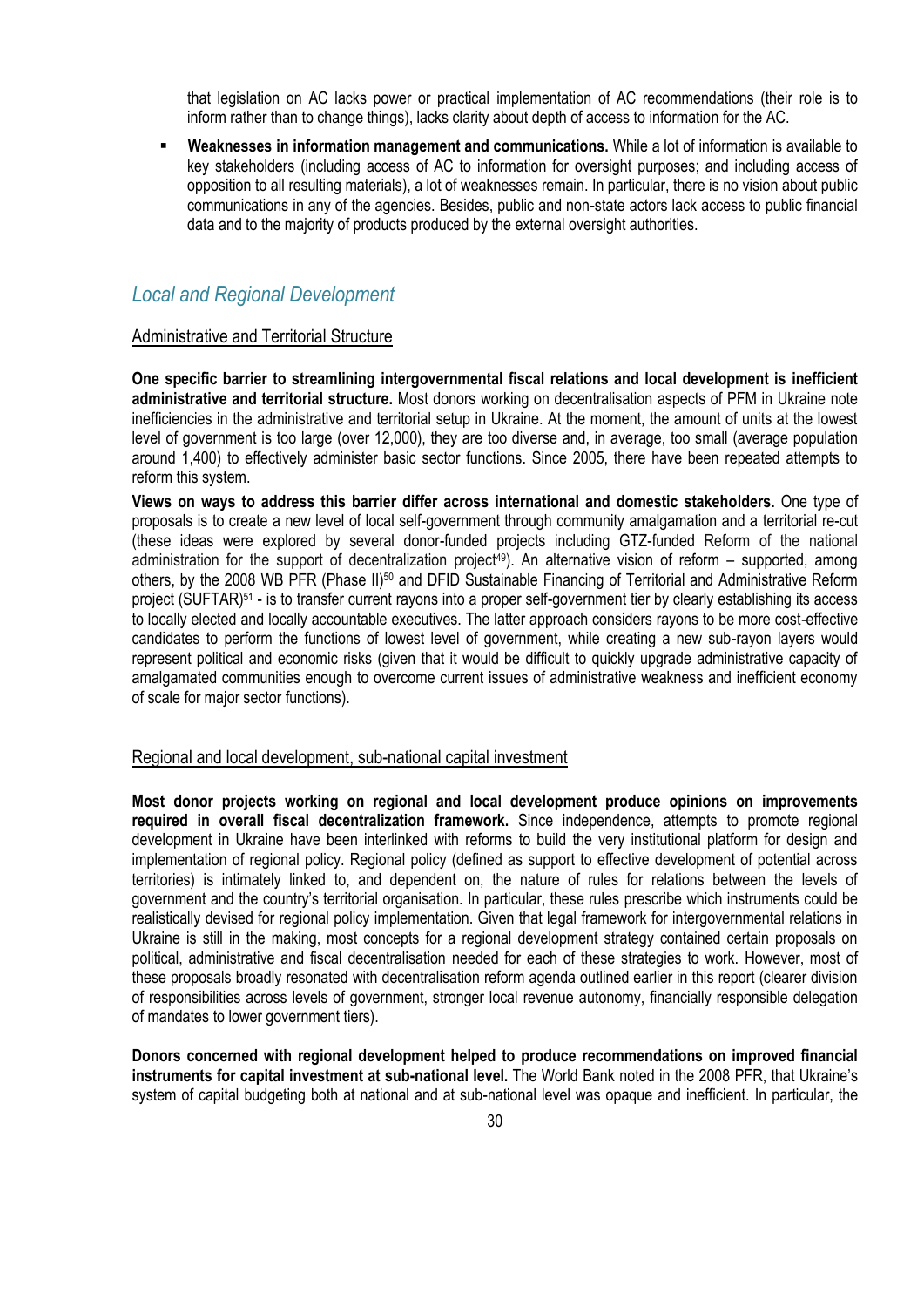that legislation on AC lacks power or practical implementation of AC recommendations (their role is to inform rather than to change things), lacks clarity about depth of access to information for the AC.

- **Weaknesses in information management and communications.** While a lot of information is available to key stakeholders (including access of AC to information for oversight purposes; and including access of opposition to all resulting materials), a lot of weaknesses remain. In particular, there is no vision about public communications in any of the agencies. Besides, public and non-state actors lack access to public financial data and to the majority of products produced by the external oversight authorities.

## *Local and Regional Development*

### Administrative and Territorial Structure

**One specific barrier to streamlining intergovernmental fiscal relations and local development is inefficient administrative and territorial structure.** Most donors working on decentralisation aspects of PFM in Ukraine note inefficiencies in the administrative and territorial setup in Ukraine. At the moment, the amount of units at the lowest level of government is too large (over 12,000), they are too diverse and, in average, too small (average population around 1,400) to effectively administer basic sector functions. Since 2005, there have been repeated attempts to reform this system.

**Views on ways to address this barrier differ across international and domestic stakeholders.** One type of proposals is to create a new level of local self-government through community amalgamation and a territorial re-cut (these ideas were explored by several donor-funded projects including GTZ-funded Reform of the national administration for the support of decentralization project[49]). An alternative vision of reform – supported, among others, by the 2008 WB PFR (Phase II)[50] and DFID Sustainable Financing of Territorial and Administrative Reform project (SUFTAR)[51] - is to transfer current rayons into a proper self-government tier by clearly establishing its access to locally elected and locally accountable executives. The latter approach considers rayons to be more cost-effective candidates to perform the functions of lowest level of government, while creating a new sub-rayon layers would represent political and economic risks (given that it would be difficult to quickly upgrade administrative capacity of amalgamated communities enough to overcome current issues of administrative weakness and inefficient economy of scale for major sector functions).

### Regional and local development, sub-national capital investment

**Most donor projects working on regional and local development produce opinions on improvements required in overall fiscal decentralization framework.** Since independence, attempts to promote regional development in Ukraine have been interlinked with reforms to build the very institutional platform for design and implementation of regional policy. Regional policy (defined as support to effective development of potential across territories) is intimately linked to, and dependent on, the nature of rules for relations between the levels of government and the country's territorial organisation. In particular, these rules prescribe which instruments could be realistically devised for regional policy implementation. Given that legal framework for intergovernmental relations in Ukraine is still in the making, most concepts for a regional development strategy contained certain proposals on political, administrative and fiscal decentralisation needed for each of these strategies to work. However, most of these proposals broadly resonated with decentralisation reform agenda outlined earlier in this report (clearer division of responsibilities across levels of government, stronger local revenue autonomy, financially responsible delegation of mandates to lower government tiers).

**Donors concerned with regional development helped to produce recommendations on improved financial instruments for capital investment at sub-national level.** The World Bank noted in the 2008 PFR, that Ukraine's system of capital budgeting both at national and at sub-national level was opaque and inefficient. In particular, the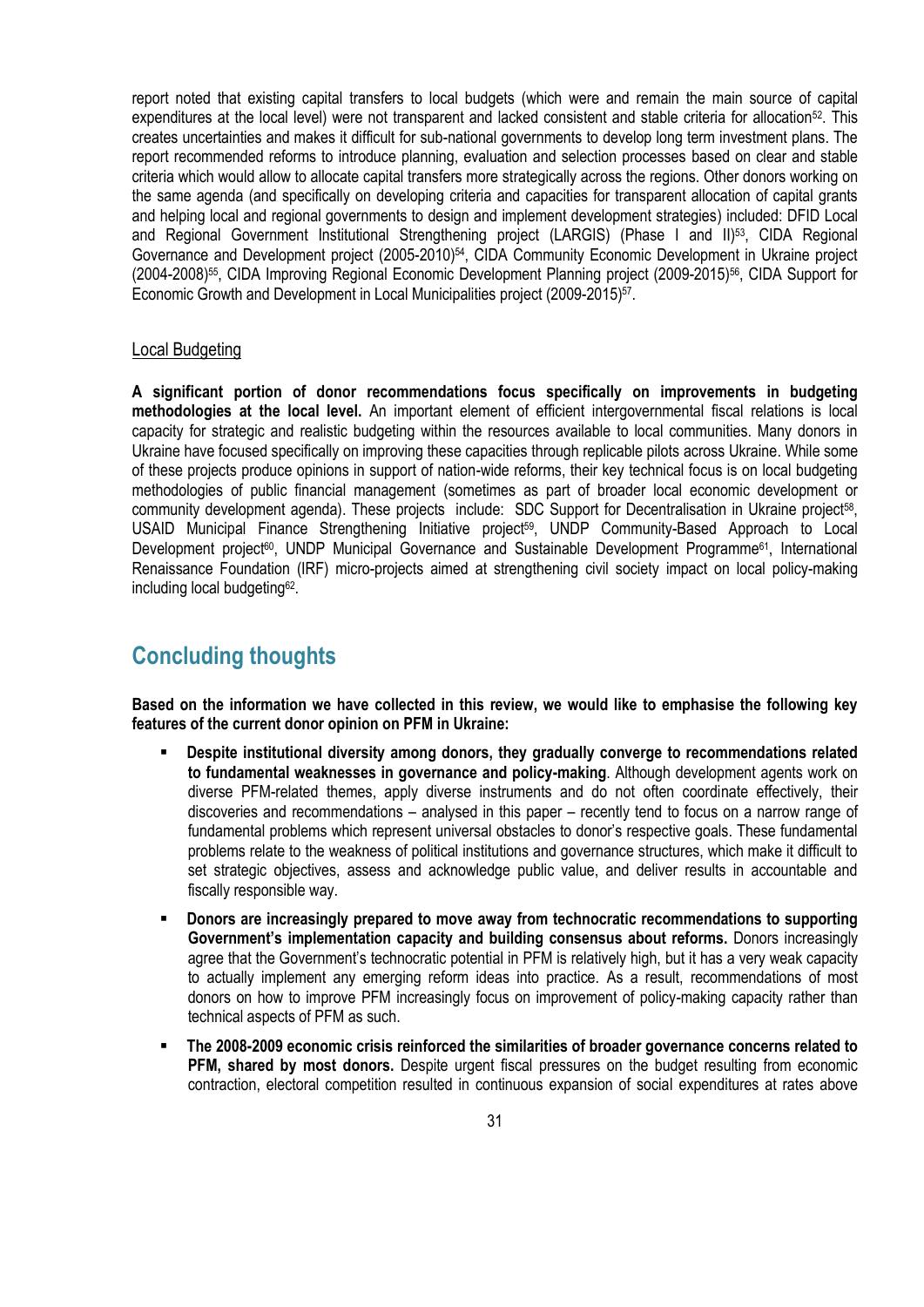report noted that existing capital transfers to local budgets (which were and remain the main source of capital expenditures at the local level) were not transparent and lacked consistent and stable criteria for allocation[52]. This creates uncertainties and makes it difficult for sub-national governments to develop long term investment plans. The report recommended reforms to introduce planning, evaluation and selection processes based on clear and stable criteria which would allow to allocate capital transfers more strategically across the regions. Other donors working on the same agenda (and specifically on developing criteria and capacities for transparent allocation of capital grants and helping local and regional governments to design and implement development strategies) included: DFID Local and Regional Government Institutional Strengthening project (LARGIS) (Phase I and II)[53], CIDA Regional Governance and Development project (2005-2010)[54], CIDA Community Economic Development in Ukraine project (2004-2008)[55], CIDA Improving Regional Economic Development Planning project (2009-2015)[56], CIDA Support for Economic Growth and Development in Local Municipalities project (2009-2015)[57].

### Local Budgeting

**A significant portion of donor recommendations focus specifically on improvements in budgeting methodologies at the local level.** An important element of efficient intergovernmental fiscal relations is local capacity for strategic and realistic budgeting within the resources available to local communities. Many donors in Ukraine have focused specifically on improving these capacities through replicable pilots across Ukraine. While some of these projects produce opinions in support of nation-wide reforms, their key technical focus is on local budgeting methodologies of public financial management (sometimes as part of broader local economic development or community development agenda). These projects include: SDC Support for Decentralisation in Ukraine project[58], USAID Municipal Finance Strengthening Initiative project[59], UNDP Community-Based Approach to Local Development project[60], UNDP Municipal Governance and Sustainable Development Programme[61], International Renaissance Foundation (IRF) micro-projects aimed at strengthening civil society impact on local policy-making including local budgeting[62].

## Concluding thoughts

**Based on the information we have collected in this review, we would like to emphasise the following key features of the current donor opinion on PFM in Ukraine:**

- **Despite institutional diversity among donors, they gradually converge to recommendations related to fundamental weaknesses in governance and policy-making**. Although development agents work on diverse PFM-related themes, apply diverse instruments and do not often coordinate effectively, their discoveries and recommendations – analysed in this paper – recently tend to focus on a narrow range of fundamental problems which represent universal obstacles to donor's respective goals. These fundamental problems relate to the weakness of political institutions and governance structures, which make it difficult to set strategic objectives, assess and acknowledge public value, and deliver results in accountable and fiscally responsible way.
- **Donors are increasingly prepared to move away from technocratic recommendations to supporting Government's implementation capacity and building consensus about reforms.** Donors increasingly agree that the Government's technocratic potential in PFM is relatively high, but it has a very weak capacity to actually implement any emerging reform ideas into practice. As a result, recommendations of most donors on how to improve PFM increasingly focus on improvement of policy-making capacity rather than technical aspects of PFM as such.
- **The 2008-2009 economic crisis reinforced the similarities of broader governance concerns related to PFM, shared by most donors.** Despite urgent fiscal pressures on the budget resulting from economic contraction, electoral competition resulted in continuous expansion of social expenditures at rates above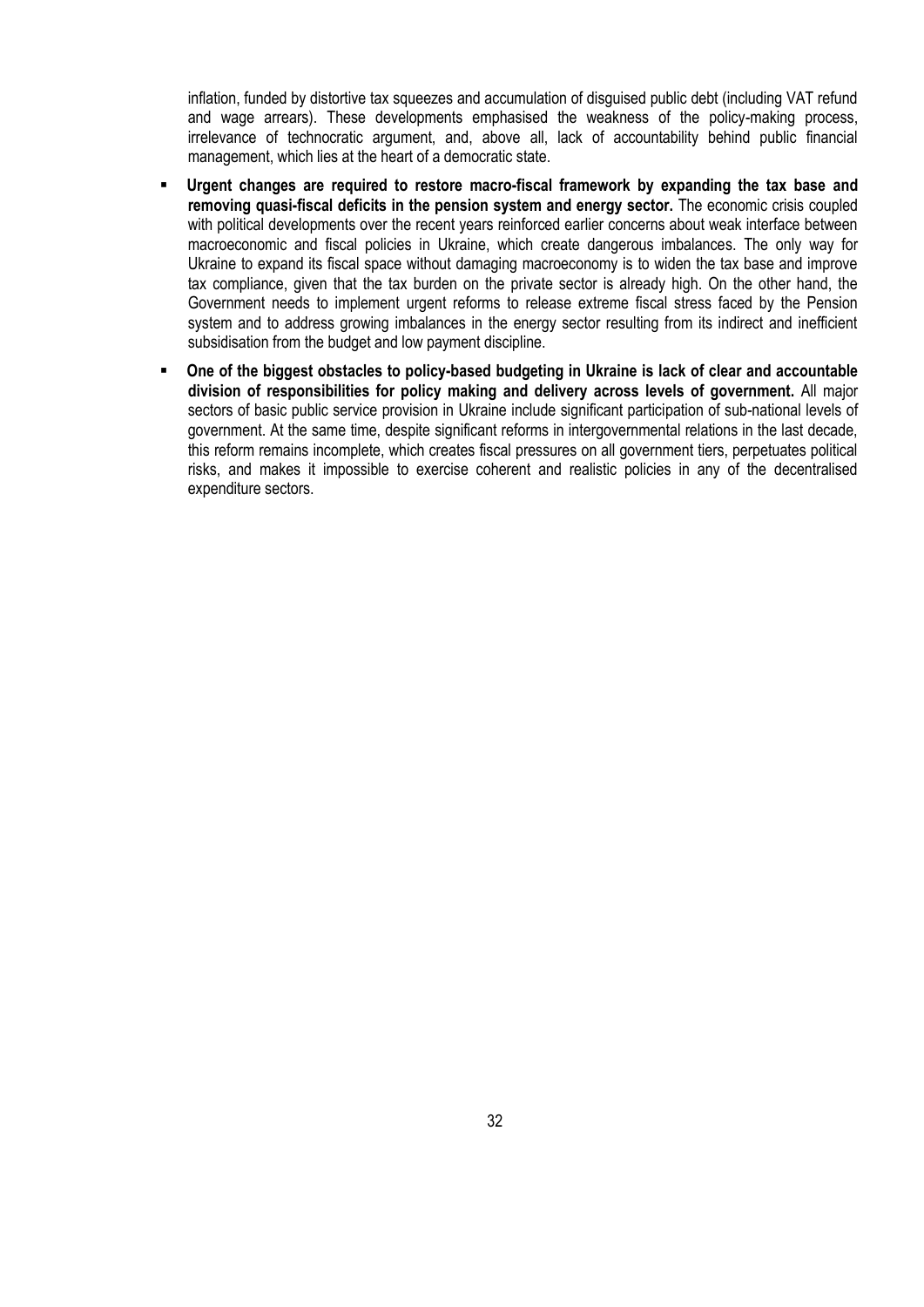inflation, funded by distortive tax squeezes and accumulation of disguised public debt (including VAT refund and wage arrears). These developments emphasised the weakness of the policy-making process, irrelevance of technocratic argument, and, above all, lack of accountability behind public financial management, which lies at the heart of a democratic state.

- **Urgent changes are required to restore macro-fiscal framework by expanding the tax base and removing quasi-fiscal deficits in the pension system and energy sector.** The economic crisis coupled with political developments over the recent years reinforced earlier concerns about weak interface between macroeconomic and fiscal policies in Ukraine, which create dangerous imbalances. The only way for Ukraine to expand its fiscal space without damaging macroeconomy is to widen the tax base and improve tax compliance, given that the tax burden on the private sector is already high. On the other hand, the Government needs to implement urgent reforms to release extreme fiscal stress faced by the Pension system and to address growing imbalances in the energy sector resulting from its indirect and inefficient subsidisation from the budget and low payment discipline.
- **One of the biggest obstacles to policy-based budgeting in Ukraine is lack of clear and accountable division of responsibilities for policy making and delivery across levels of government.** All major sectors of basic public service provision in Ukraine include significant participation of sub-national levels of government. At the same time, despite significant reforms in intergovernmental relations in the last decade, this reform remains incomplete, which creates fiscal pressures on all government tiers, perpetuates political risks, and makes it impossible to exercise coherent and realistic policies in any of the decentralised expenditure sectors.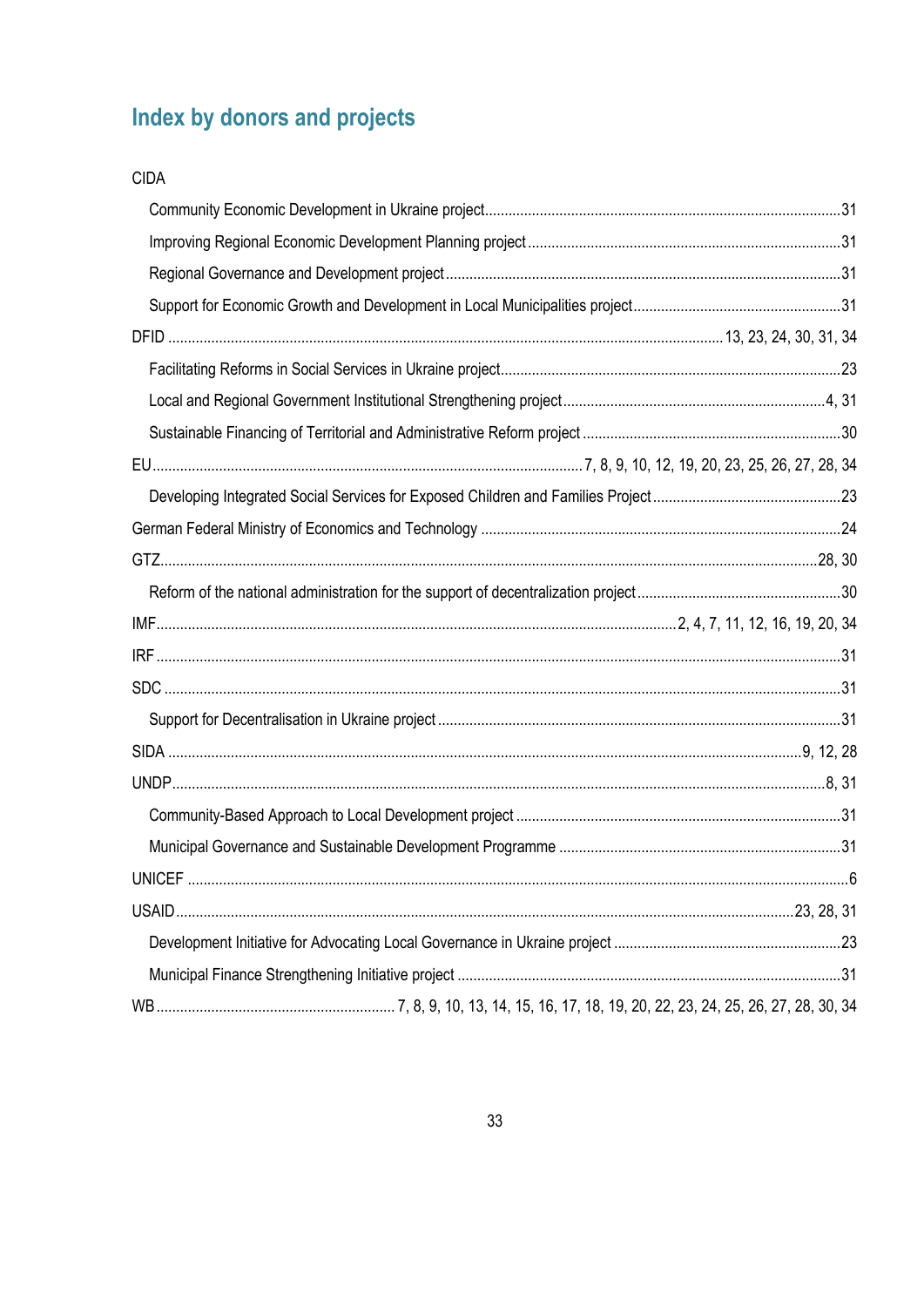## Index by donors and projects

CIDA

- Community Economic Development in Ukraine project ........ 31
- Improving Regional Economic Development Planning project ........ 31
- Regional Governance and Development project ........ 31
- Support for Economic Growth and Development in Local Municipalities project ........ 31

DFID ........ 13, 23, 24, 30, 31, 34

- Facilitating Reforms in Social Services in Ukraine project ........ 23
- Local and Regional Government Institutional Strengthening project ........ 4, 31
- Sustainable Financing of Territorial and Administrative Reform project ........ 30

EU ........ 7, 8, 9, 10, 12, 19, 20, 23, 25, 26, 27, 28, 34

- Developing Integrated Social Services for Exposed Children and Families Project ........ 23

German Federal Ministry of Economics and Technology ........ 24

GTZ ........ 28, 30

- Reform of the national administration for the support of decentralization project ........ 30

IMF ........ 2, 4, 7, 11, 12, 16, 19, 20, 34

IRF ........ 31

SDC ........ 31

- Support for Decentralisation in Ukraine project ........ 31

SIDA ........ 9, 12, 28

UNDP ........ 8, 31

- Community-Based Approach to Local Development project ........ 31
- Municipal Governance and Sustainable Development Programme ........ 31

UNICEF ........ 6

USAID ........ 23, 28, 31

- Development Initiative for Advocating Local Governance in Ukraine project ........ 23
- Municipal Finance Strengthening Initiative project ........ 31

WB ........ 7, 8, 9, 10, 13, 14, 15, 16, 17, 18, 19, 20, 22, 23, 24, 25, 26, 27, 28, 30, 34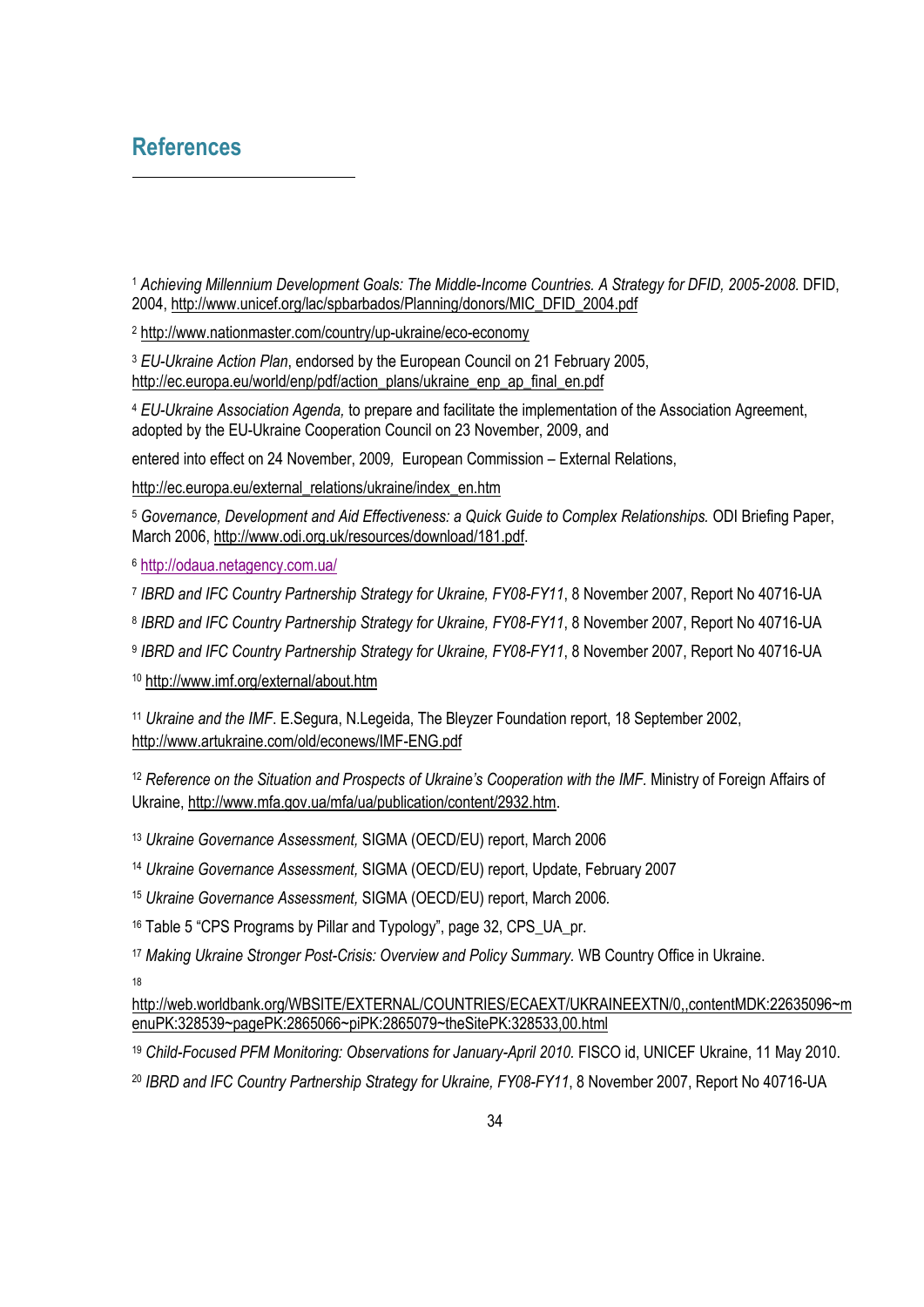## References

[1] *Achieving Millennium Development Goals: The Middle-Income Countries. A Strategy for DFID, 2005-2008.* DFID, 2004, http://www.unicef.org/lac/spbarbados/Planning/donors/MIC_DFID_2004.pdf

[2] http://www.nationmaster.com/country/up-ukraine/eco-economy

[3] *EU-Ukraine Action Plan*, endorsed by the European Council on 21 February 2005, http://ec.europa.eu/world/enp/pdf/action_plans/ukraine_enp_ap_final_en.pdf

[4] *EU-Ukraine Association Agenda,* to prepare and facilitate the implementation of the Association Agreement, adopted by the EU-Ukraine Cooperation Council on 23 November, 2009, and

entered into effect on 24 November, 2009, European Commission – External Relations,

http://ec.europa.eu/external_relations/ukraine/index_en.htm

[5] *Governance, Development and Aid Effectiveness: a Quick Guide to Complex Relationships.* ODI Briefing Paper, March 2006, http://www.odi.org.uk/resources/download/181.pdf.

[6] http://odaua.netagency.com.ua/

[7] *IBRD and IFC Country Partnership Strategy for Ukraine, FY08-FY11*, 8 November 2007, Report No 40716-UA

[8] *IBRD and IFC Country Partnership Strategy for Ukraine, FY08-FY11*, 8 November 2007, Report No 40716-UA

[9] *IBRD and IFC Country Partnership Strategy for Ukraine, FY08-FY11*, 8 November 2007, Report No 40716-UA

[10] http://www.imf.org/external/about.htm

[11] *Ukraine and the IMF*. E.Segura, N.Legeida, The Bleyzer Foundation report, 18 September 2002, http://www.artukraine.com/old/econews/IMF-ENG.pdf

[12] *Reference on the Situation and Prospects of Ukraine's Cooperation with the IMF*. Ministry of Foreign Affairs of Ukraine, http://www.mfa.gov.ua/mfa/ua/publication/content/2932.htm.

[13] *Ukraine Governance Assessment,* SIGMA (OECD/EU) report, March 2006

[14] *Ukraine Governance Assessment,* SIGMA (OECD/EU) report, Update, February 2007

[15] *Ukraine Governance Assessment,* SIGMA (OECD/EU) report, March 2006.

[16] Table 5 "CPS Programs by Pillar and Typology", page 32, CPS_UA_pr.

[17] *Making Ukraine Stronger Post-Crisis: Overview and Policy Summary.* WB Country Office in Ukraine.

[18] http://web.worldbank.org/WBSITE/EXTERNAL/COUNTRIES/ECAEXT/UKRAINEEXTN/0,,contentMDK:22635096~menuPK:328539~pagePK:2865066~piPK:2865079~theSitePK:328533,00.html

[19] *Child-Focused PFM Monitoring: Observations for January-April 2010.* FISCO id, UNICEF Ukraine, 11 May 2010.

[20] *IBRD and IFC Country Partnership Strategy for Ukraine, FY08-FY11*, 8 November 2007, Report No 40716-UA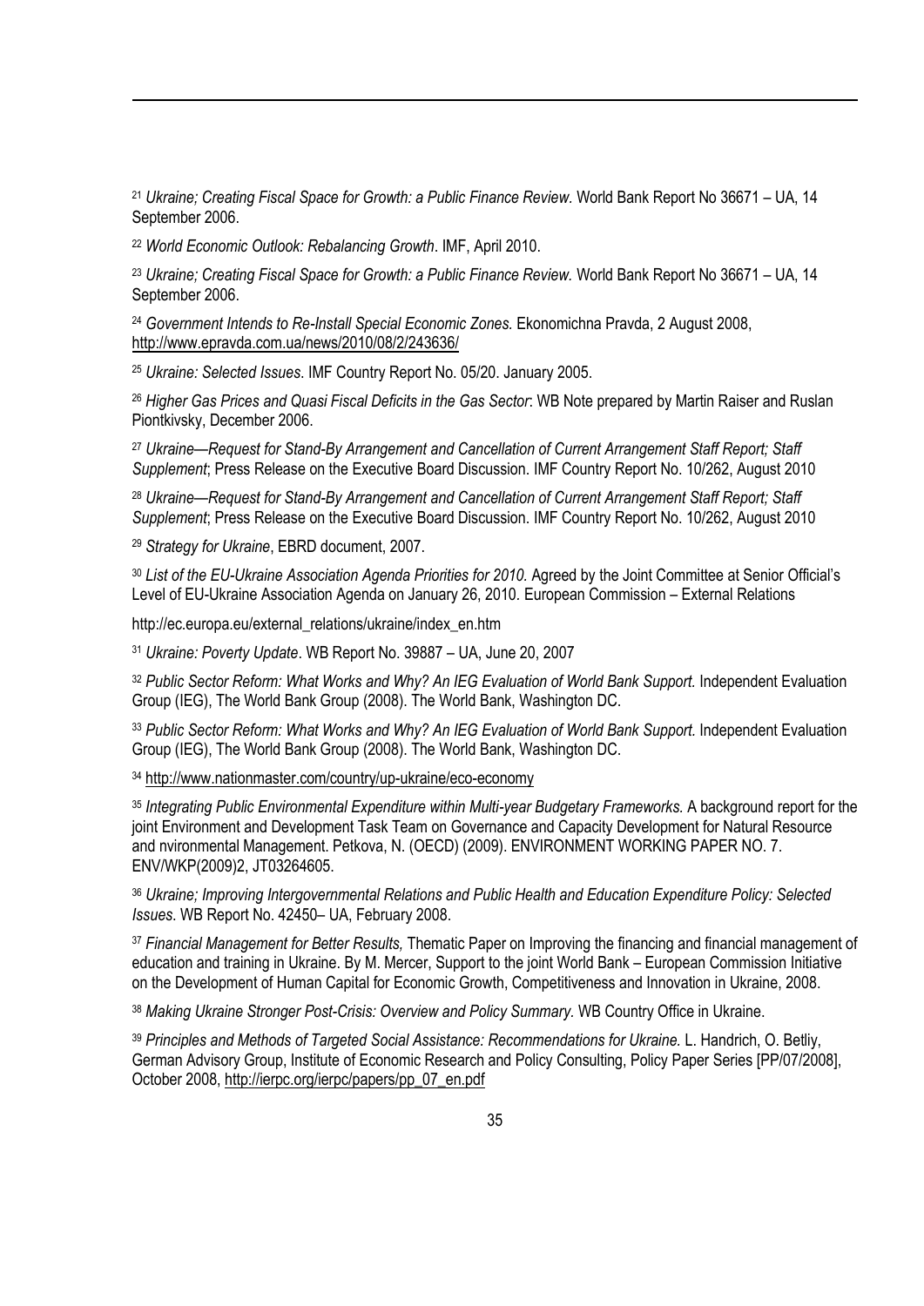[21] *Ukraine; Creating Fiscal Space for Growth: a Public Finance Review.* World Bank Report No 36671 – UA, 14 September 2006.

[22] *World Economic Outlook: Rebalancing Growth*. IMF, April 2010.

[23] *Ukraine; Creating Fiscal Space for Growth: a Public Finance Review.* World Bank Report No 36671 – UA, 14 September 2006.

[24] *Government Intends to Re-Install Special Economic Zones.* Ekonomichna Pravda, 2 August 2008, http://www.epravda.com.ua/news/2010/08/2/243636/

[25] *Ukraine: Selected Issues*. IMF Country Report No. 05/20. January 2005.

[26] *Higher Gas Prices and Quasi Fiscal Deficits in the Gas Sector*: WB Note prepared by Martin Raiser and Ruslan Piontkivsky, December 2006.

[27] *Ukraine—Request for Stand-By Arrangement and Cancellation of Current Arrangement Staff Report; Staff Supplement*; Press Release on the Executive Board Discussion. IMF Country Report No. 10/262, August 2010

[28] *Ukraine—Request for Stand-By Arrangement and Cancellation of Current Arrangement Staff Report; Staff Supplement*; Press Release on the Executive Board Discussion. IMF Country Report No. 10/262, August 2010

[29] *Strategy for Ukraine*, EBRD document, 2007.

[30] *List of the EU-Ukraine Association Agenda Priorities for 2010.* Agreed by the Joint Committee at Senior Official's Level of EU-Ukraine Association Agenda on January 26, 2010. European Commission – External Relations

http://ec.europa.eu/external_relations/ukraine/index_en.htm

[31] *Ukraine: Poverty Update*. WB Report No. 39887 – UA, June 20, 2007

[32] *Public Sector Reform: What Works and Why? An IEG Evaluation of World Bank Support.* Independent Evaluation Group (IEG), The World Bank Group (2008). The World Bank, Washington DC.

[33] *Public Sector Reform: What Works and Why? An IEG Evaluation of World Bank Support.* Independent Evaluation Group (IEG), The World Bank Group (2008). The World Bank, Washington DC.

[34] http://www.nationmaster.com/country/up-ukraine/eco-economy

[35] *Integrating Public Environmental Expenditure within Multi-year Budgetary Frameworks.* A background report for the joint Environment and Development Task Team on Governance and Capacity Development for Natural Resource and nvironmental Management. Petkova, N. (OECD) (2009). ENVIRONMENT WORKING PAPER NO. 7. ENV/WKP(2009)2, JT03264605.

[36] *Ukraine; Improving Intergovernmental Relations and Public Health and Education Expenditure Policy: Selected Issues*. WB Report No. 42450– UA, February 2008.

[37] *Financial Management for Better Results,* Thematic Paper on Improving the financing and financial management of education and training in Ukraine. By M. Mercer, Support to the joint World Bank – European Commission Initiative on the Development of Human Capital for Economic Growth, Competitiveness and Innovation in Ukraine, 2008.

[38] *Making Ukraine Stronger Post-Crisis: Overview and Policy Summary.* WB Country Office in Ukraine.

[39] *Principles and Methods of Targeted Social Assistance: Recommendations for Ukraine.* L. Handrich, O. Betliy, German Advisory Group, Institute of Economic Research and Policy Consulting, Policy Paper Series [PP/07/2008], October 2008, http://ierpc.org/ierpc/papers/pp_07_en.pdf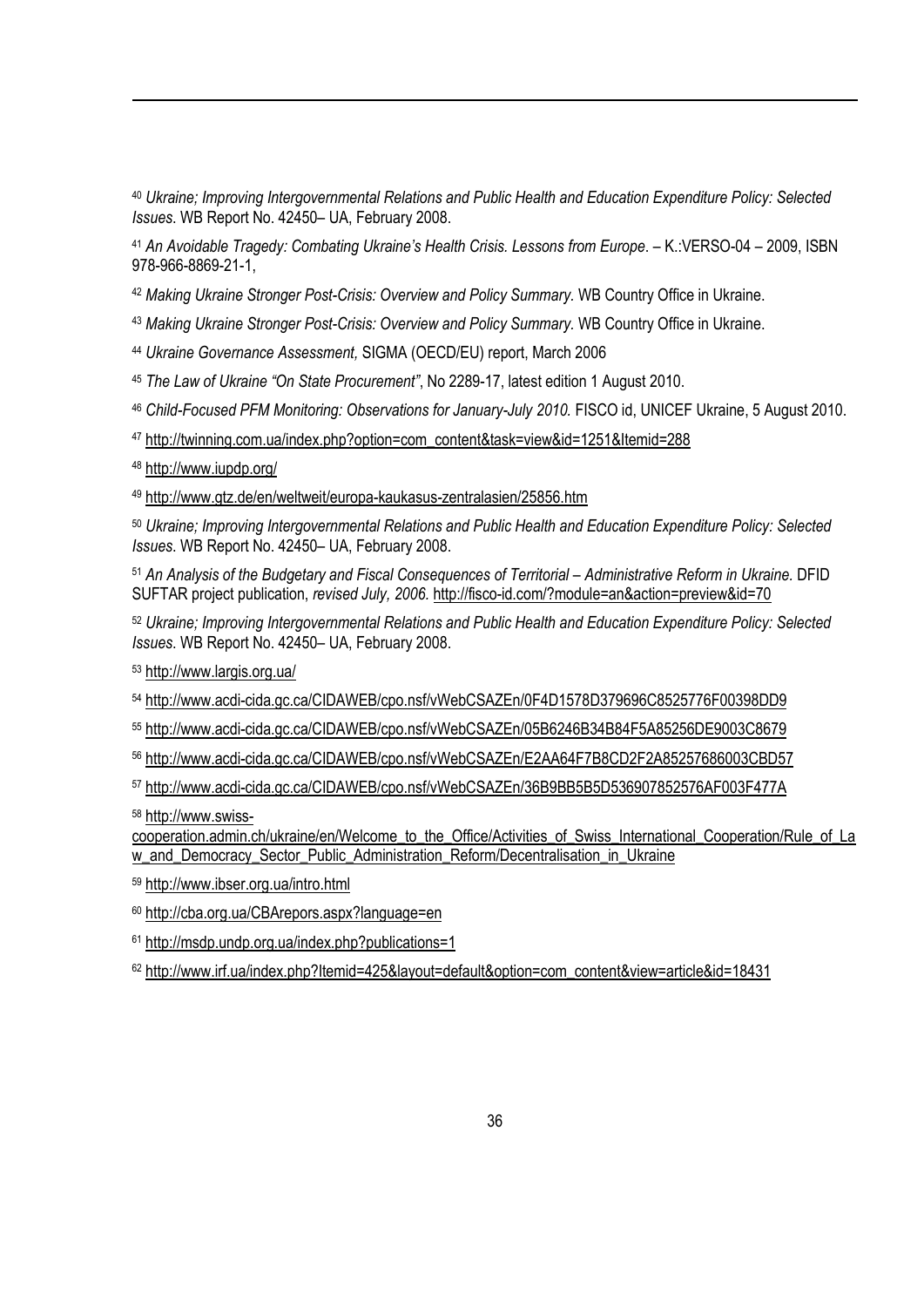[40] *Ukraine; Improving Intergovernmental Relations and Public Health and Education Expenditure Policy: Selected Issues*. WB Report No. 42450– UA, February 2008.

[41] *An Avoidable Tragedy: Combating Ukraine's Health Crisis. Lessons from Europe*. – K.:VERSO-04 – 2009, ISBN 978-966-8869-21-1,

[42] *Making Ukraine Stronger Post-Crisis: Overview and Policy Summary.* WB Country Office in Ukraine.

[43] *Making Ukraine Stronger Post-Crisis: Overview and Policy Summary.* WB Country Office in Ukraine.

[44] *Ukraine Governance Assessment,* SIGMA (OECD/EU) report, March 2006

[45] *The Law of Ukraine "On State Procurement"*, No 2289-17, latest edition 1 August 2010.

[46] *Child-Focused PFM Monitoring: Observations for January-July 2010.* FISCO id, UNICEF Ukraine, 5 August 2010.

[47] http://twinning.com.ua/index.php?option=com_content&task=view&id=1251&Itemid=288

[48] http://www.iupdp.org/

[49] http://www.gtz.de/en/weltweit/europa-kaukasus-zentralasien/25856.htm

[50] *Ukraine; Improving Intergovernmental Relations and Public Health and Education Expenditure Policy: Selected Issues*. WB Report No. 42450– UA, February 2008.

[51] *An Analysis of the Budgetary and Fiscal Consequences of Territorial – Administrative Reform in Ukraine.* DFID SUFTAR project publication, *revised July, 2006.* http://fisco-id.com/?module=an&action=preview&id=70

[52] *Ukraine; Improving Intergovernmental Relations and Public Health and Education Expenditure Policy: Selected Issues*. WB Report No. 42450– UA, February 2008.

[53] http://www.largis.org.ua/

[54] http://www.acdi-cida.gc.ca/CIDAWEB/cpo.nsf/vWebCSAZEn/0F4D1578D379696C8525776F00398DD9

[55] http://www.acdi-cida.gc.ca/CIDAWEB/cpo.nsf/vWebCSAZEn/05B6246B34B84F5A85256DE9003C8679

[56] http://www.acdi-cida.gc.ca/CIDAWEB/cpo.nsf/vWebCSAZEn/E2AA64F7B8CD2F2A85257686003CBD57

[57] http://www.acdi-cida.gc.ca/CIDAWEB/cpo.nsf/vWebCSAZEn/36B9BB5B5D536907852576AF003F477A

[58] http://www.swiss-cooperation.admin.ch/ukraine/en/Welcome_to_the_Office/Activities_of_Swiss_International_Cooperation/Rule_of_Law_and_Democracy_Sector_Public_Administration_Reform/Decentralisation_in_Ukraine

[59] http://www.ibser.org.ua/intro.html

[60] http://cba.org.ua/CBArepors.aspx?language=en

[61] http://msdp.undp.org.ua/index.php?publications=1

[62] http://www.irf.ua/index.php?Itemid=425&layout=default&option=com_content&view=article&id=18431